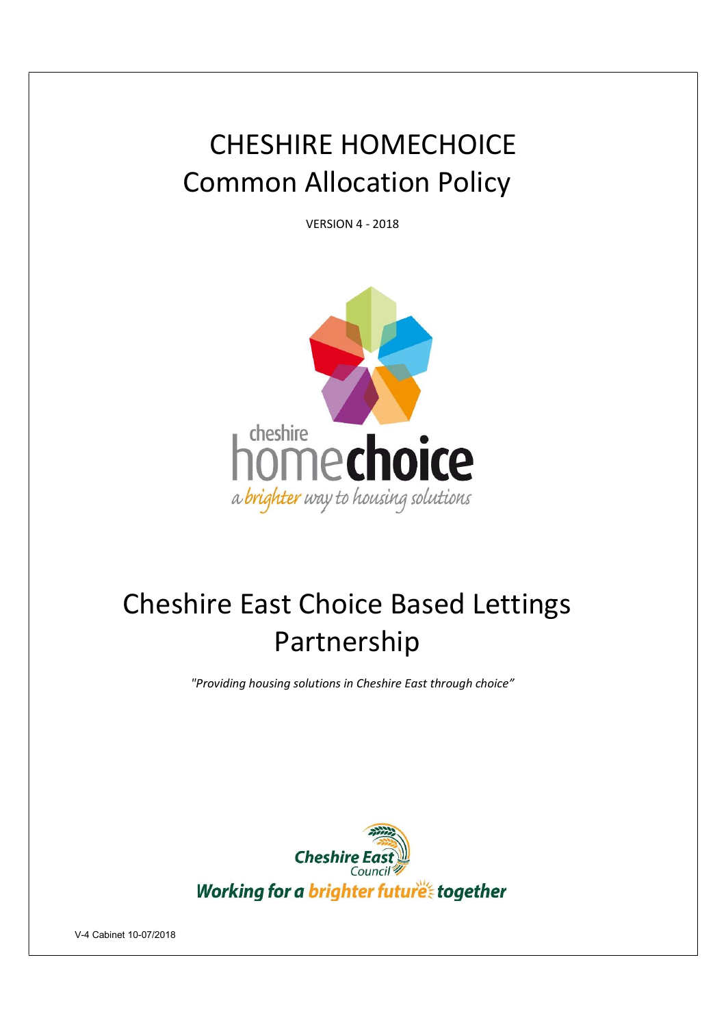# CHESHIRE HOMECHOICE
# Common Allocation Policy

VERSION 4 - 2018

cheshire homechoice

*a brighter way to housing solutions*

## Cheshire East Choice Based Lettings Partnership

*"Providing housing solutions in Cheshire East through choice"*

Cheshire East Council

Working for a brighter future together

V-4 Cabinet 10-07/2018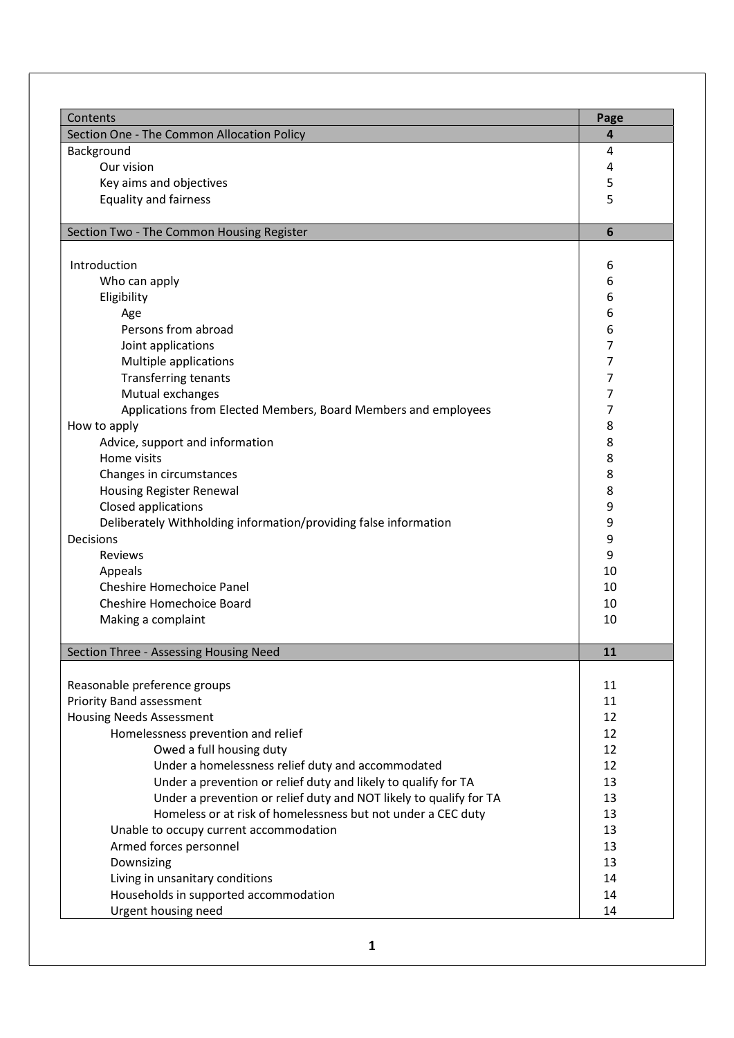| Contents | Page |
| --- | --- |
| Section One - The Common Allocation Policy | 4 |
| Background | 4 |
| Our vision | 4 |
| Key aims and objectives | 5 |
| Equality and fairness | 5 |
| Section Two - The Common Housing Register | 6 |
| Introduction | 6 |
| Who can apply | 6 |
| Eligibility | 6 |
| Age | 6 |
| Persons from abroad | 6 |
| Joint applications | 7 |
| Multiple applications | 7 |
| Transferring tenants | 7 |
| Mutual exchanges | 7 |
| Applications from Elected Members, Board Members and employees | 7 |
| How to apply | 8 |
| Advice, support and information | 8 |
| Home visits | 8 |
| Changes in circumstances | 8 |
| Housing Register Renewal | 8 |
| Closed applications | 9 |
| Deliberately Withholding information/providing false information | 9 |
| Decisions | 9 |
| Reviews | 9 |
| Appeals | 10 |
| Cheshire Homechoice Panel | 10 |
| Cheshire Homechoice Board | 10 |
| Making a complaint | 10 |
| Section Three - Assessing Housing Need | 11 |
| Reasonable preference groups | 11 |
| Priority Band assessment | 11 |
| Housing Needs Assessment | 12 |
| Homelessness prevention and relief | 12 |
| Owed a full housing duty | 12 |
| Under a homelessness relief duty and accommodated | 12 |
| Under a prevention or relief duty and likely to qualify for TA | 13 |
| Under a prevention or relief duty and NOT likely to qualify for TA | 13 |
| Homeless or at risk of homelessness but not under a CEC duty | 13 |
| Unable to occupy current accommodation | 13 |
| Armed forces personnel | 13 |
| Downsizing | 13 |
| Living in unsanitary conditions | 14 |
| Households in supported accommodation | 14 |
| Urgent housing need | 14 |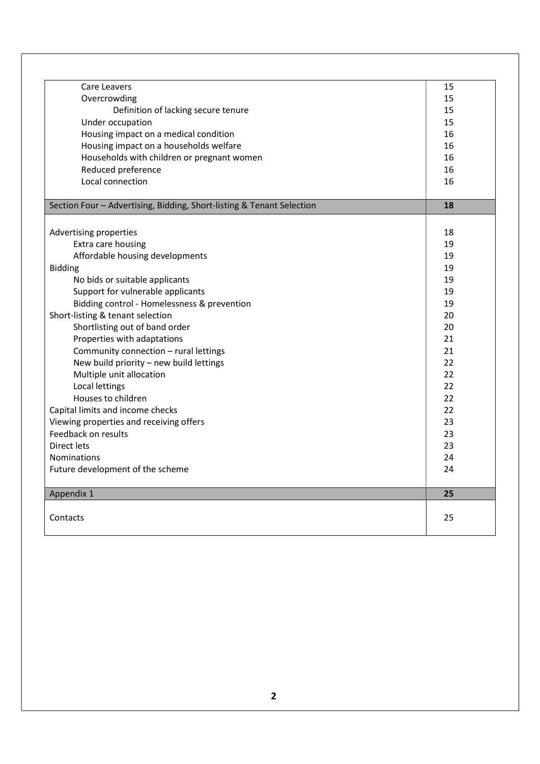| | |
|---|---|
| Care Leavers | 15 |
| Overcrowding | 15 |
| Definition of lacking secure tenure | 15 |
| Under occupation | 15 |
| Housing impact on a medical condition | 16 |
| Housing impact on a households welfare | 16 |
| Households with children or pregnant women | 16 |
| Reduced preference | 16 |
| Local connection | 16 |
| **Section Four – Advertising, Bidding, Short-listing & Tenant Selection** | **18** |
| Advertising properties | 18 |
| Extra care housing | 19 |
| Affordable housing developments | 19 |
| Bidding | 19 |
| No bids or suitable applicants | 19 |
| Support for vulnerable applicants | 19 |
| Bidding control - Homelessness & prevention | 19 |
| Short-listing & tenant selection | 20 |
| Shortlisting out of band order | 20 |
| Properties with adaptations | 21 |
| Community connection – rural lettings | 21 |
| New build priority – new build lettings | 22 |
| Multiple unit allocation | 22 |
| Local lettings | 22 |
| Houses to children | 22 |
| Capital limits and income checks | 22 |
| Viewing properties and receiving offers | 23 |
| Feedback on results | 23 |
| Direct lets | 23 |
| Nominations | 24 |
| Future development of the scheme | 24 |
| **Appendix 1** | **25** |
| Contacts | 25 |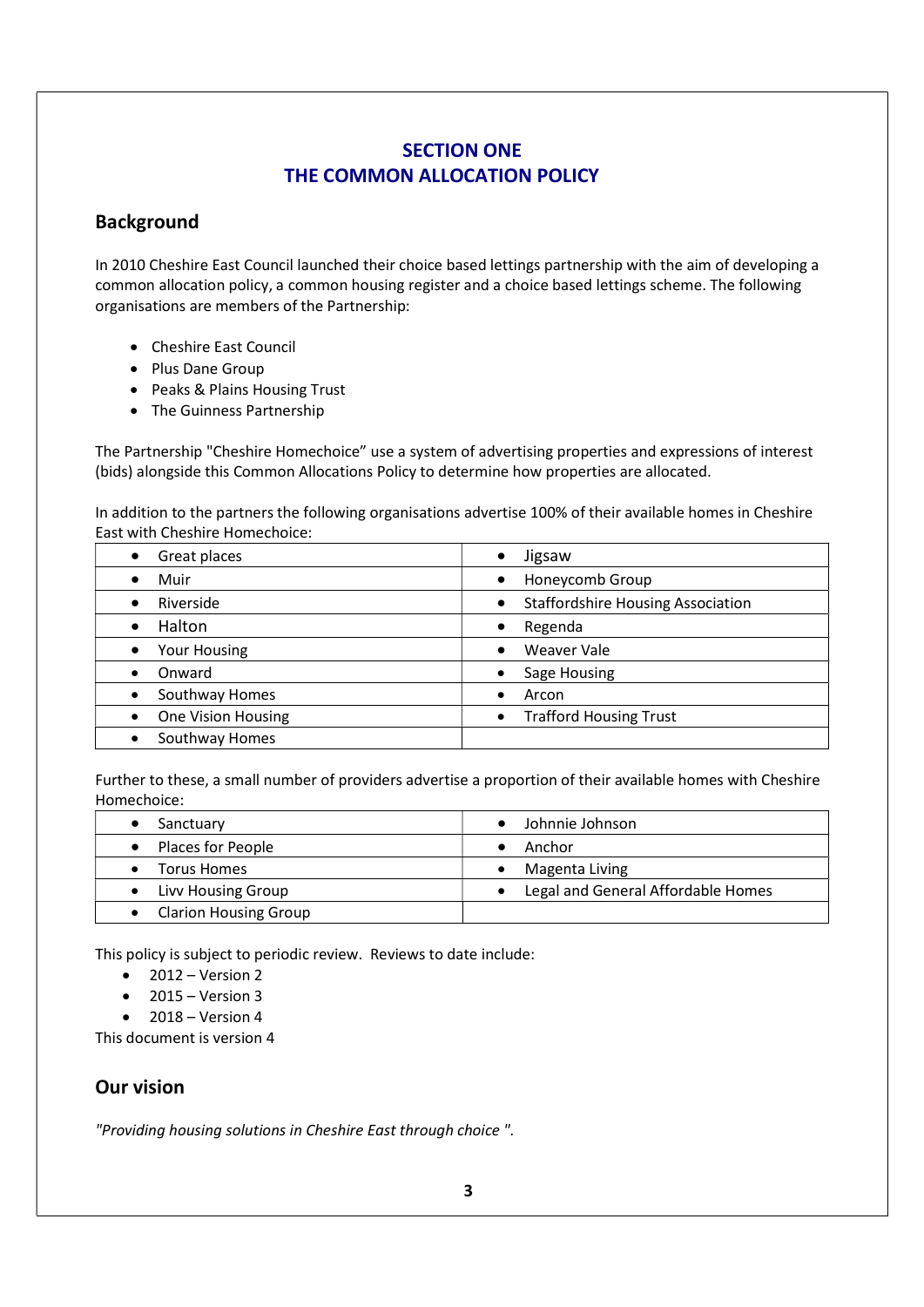# SECTION ONE
# THE COMMON ALLOCATION POLICY

## Background

In 2010 Cheshire East Council launched their choice based lettings partnership with the aim of developing a common allocation policy, a common housing register and a choice based lettings scheme. The following organisations are members of the Partnership:

- Cheshire East Council
- Plus Dane Group
- Peaks & Plains Housing Trust
- The Guinness Partnership

The Partnership "Cheshire Homechoice" use a system of advertising properties and expressions of interest (bids) alongside this Common Allocations Policy to determine how properties are allocated.

In addition to the partners the following organisations advertise 100% of their available homes in Cheshire East with Cheshire Homechoice:

| | |
|---|---|
| • Great places | • Jigsaw |
| • Muir | • Honeycomb Group |
| • Riverside | • Staffordshire Housing Association |
| • Halton | • Regenda |
| • Your Housing | • Weaver Vale |
| • Onward | • Sage Housing |
| • Southway Homes | • Arcon |
| • One Vision Housing | • Trafford Housing Trust |
| • Southway Homes | |

Further to these, a small number of providers advertise a proportion of their available homes with Cheshire Homechoice:

| | |
|---|---|
| • Sanctuary | • Johnnie Johnson |
| • Places for People | • Anchor |
| • Torus Homes | • Magenta Living |
| • Livv Housing Group | • Legal and General Affordable Homes |
| • Clarion Housing Group | |

This policy is subject to periodic review. Reviews to date include:

- 2012 – Version 2
- 2015 – Version 3
- 2018 – Version 4

This document is version 4

## Our vision

*"Providing housing solutions in Cheshire East through choice ".*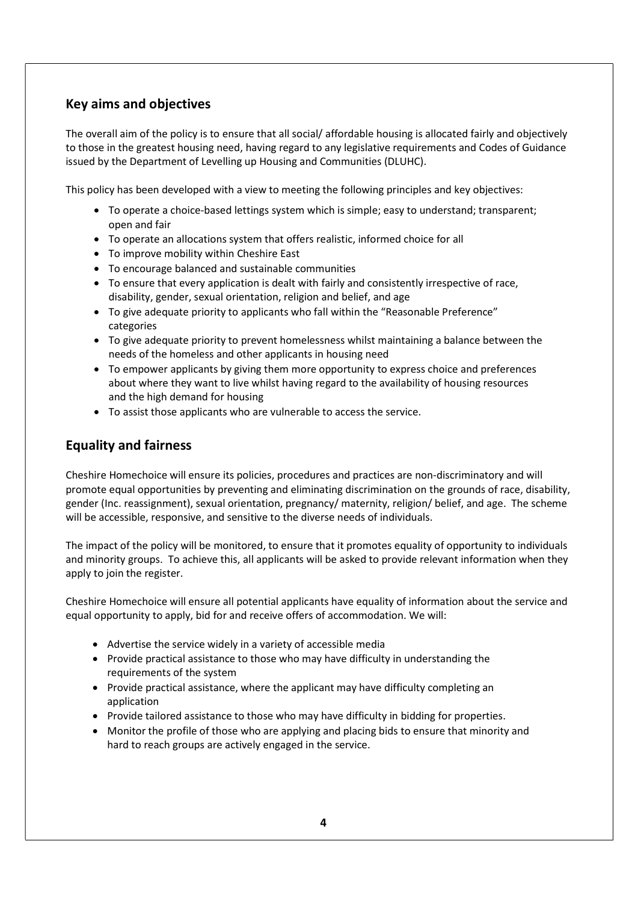## Key aims and objectives

The overall aim of the policy is to ensure that all social/ affordable housing is allocated fairly and objectively to those in the greatest housing need, having regard to any legislative requirements and Codes of Guidance issued by the Department of Levelling up Housing and Communities (DLUHC).

This policy has been developed with a view to meeting the following principles and key objectives:

- To operate a choice-based lettings system which is simple; easy to understand; transparent; open and fair
- To operate an allocations system that offers realistic, informed choice for all
- To improve mobility within Cheshire East
- To encourage balanced and sustainable communities
- To ensure that every application is dealt with fairly and consistently irrespective of race, disability, gender, sexual orientation, religion and belief, and age
- To give adequate priority to applicants who fall within the "Reasonable Preference" categories
- To give adequate priority to prevent homelessness whilst maintaining a balance between the needs of the homeless and other applicants in housing need
- To empower applicants by giving them more opportunity to express choice and preferences about where they want to live whilst having regard to the availability of housing resources and the high demand for housing
- To assist those applicants who are vulnerable to access the service.

## Equality and fairness

Cheshire Homechoice will ensure its policies, procedures and practices are non-discriminatory and will promote equal opportunities by preventing and eliminating discrimination on the grounds of race, disability, gender (Inc. reassignment), sexual orientation, pregnancy/ maternity, religion/ belief, and age. The scheme will be accessible, responsive, and sensitive to the diverse needs of individuals.

The impact of the policy will be monitored, to ensure that it promotes equality of opportunity to individuals and minority groups. To achieve this, all applicants will be asked to provide relevant information when they apply to join the register.

Cheshire Homechoice will ensure all potential applicants have equality of information about the service and equal opportunity to apply, bid for and receive offers of accommodation. We will:

- Advertise the service widely in a variety of accessible media
- Provide practical assistance to those who may have difficulty in understanding the requirements of the system
- Provide practical assistance, where the applicant may have difficulty completing an application
- Provide tailored assistance to those who may have difficulty in bidding for properties.
- Monitor the profile of those who are applying and placing bids to ensure that minority and hard to reach groups are actively engaged in the service.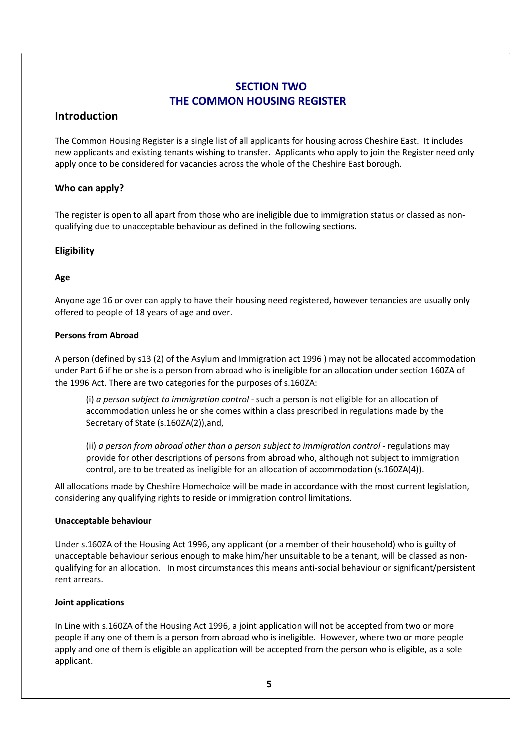# SECTION TWO
# THE COMMON HOUSING REGISTER

## Introduction

The Common Housing Register is a single list of all applicants for housing across Cheshire East. It includes new applicants and existing tenants wishing to transfer. Applicants who apply to join the Register need only apply once to be considered for vacancies across the whole of the Cheshire East borough.

### Who can apply?

The register is open to all apart from those who are ineligible due to immigration status or classed as non-qualifying due to unacceptable behaviour as defined in the following sections.

### Eligibility

#### Age

Anyone age 16 or over can apply to have their housing need registered, however tenancies are usually only offered to people of 18 years of age and over.

#### Persons from Abroad

A person (defined by s13 (2) of the Asylum and Immigration act 1996 ) may not be allocated accommodation under Part 6 if he or she is a person from abroad who is ineligible for an allocation under section 160ZA of the 1996 Act. There are two categories for the purposes of s.160ZA:

> (i) *a person subject to immigration control* - such a person is not eligible for an allocation of accommodation unless he or she comes within a class prescribed in regulations made by the Secretary of State (s.160ZA(2)),and,
>
> (ii) *a person from abroad other than a person subject to immigration control* - regulations may provide for other descriptions of persons from abroad who, although not subject to immigration control, are to be treated as ineligible for an allocation of accommodation (s.160ZA(4)).

All allocations made by Cheshire Homechoice will be made in accordance with the most current legislation, considering any qualifying rights to reside or immigration control limitations.

#### Unacceptable behaviour

Under s.160ZA of the Housing Act 1996, any applicant (or a member of their household) who is guilty of unacceptable behaviour serious enough to make him/her unsuitable to be a tenant, will be classed as non-qualifying for an allocation. In most circumstances this means anti-social behaviour or significant/persistent rent arrears.

#### Joint applications

In Line with s.160ZA of the Housing Act 1996, a joint application will not be accepted from two or more people if any one of them is a person from abroad who is ineligible. However, where two or more people apply and one of them is eligible an application will be accepted from the person who is eligible, as a sole applicant.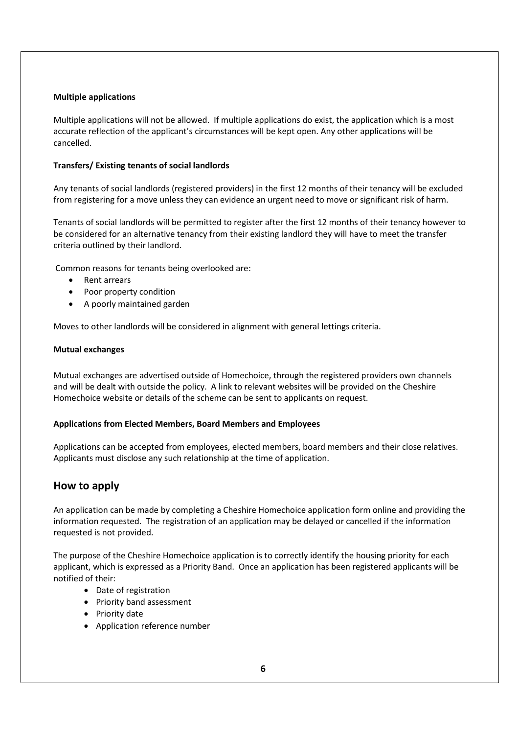**Multiple applications**

Multiple applications will not be allowed. If multiple applications do exist, the application which is a most accurate reflection of the applicant's circumstances will be kept open. Any other applications will be cancelled.

**Transfers/ Existing tenants of social landlords**

Any tenants of social landlords (registered providers) in the first 12 months of their tenancy will be excluded from registering for a move unless they can evidence an urgent need to move or significant risk of harm.

Tenants of social landlords will be permitted to register after the first 12 months of their tenancy however to be considered for an alternative tenancy from their existing landlord they will have to meet the transfer criteria outlined by their landlord.

Common reasons for tenants being overlooked are:

- Rent arrears
- Poor property condition
- A poorly maintained garden

Moves to other landlords will be considered in alignment with general lettings criteria.

**Mutual exchanges**

Mutual exchanges are advertised outside of Homechoice, through the registered providers own channels and will be dealt with outside the policy. A link to relevant websites will be provided on the Cheshire Homechoice website or details of the scheme can be sent to applicants on request.

**Applications from Elected Members, Board Members and Employees**

Applications can be accepted from employees, elected members, board members and their close relatives. Applicants must disclose any such relationship at the time of application.

## How to apply

An application can be made by completing a Cheshire Homechoice application form online and providing the information requested. The registration of an application may be delayed or cancelled if the information requested is not provided.

The purpose of the Cheshire Homechoice application is to correctly identify the housing priority for each applicant, which is expressed as a Priority Band. Once an application has been registered applicants will be notified of their:

- Date of registration
- Priority band assessment
- Priority date
- Application reference number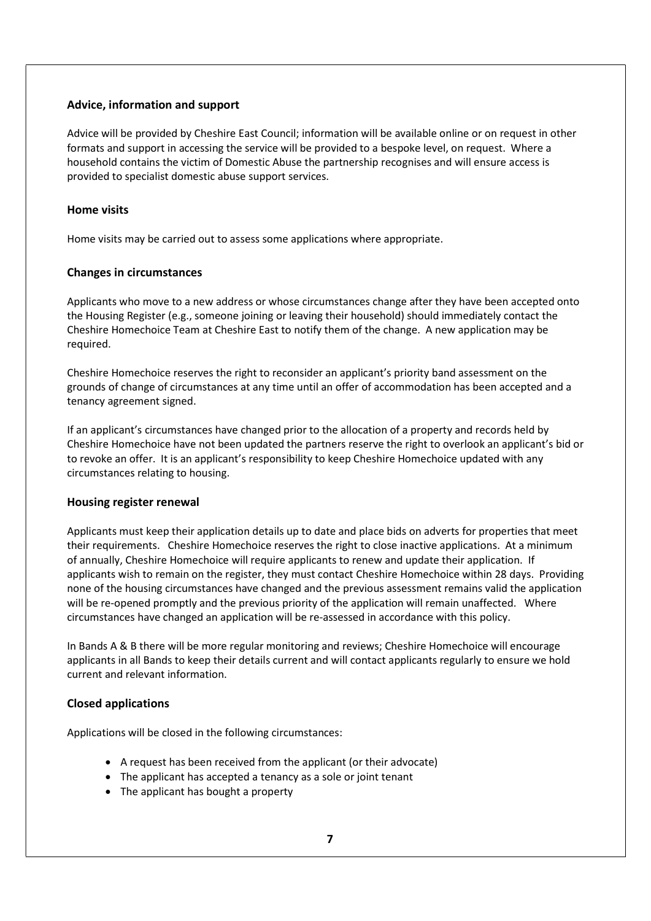### Advice, information and support

Advice will be provided by Cheshire East Council; information will be available online or on request in other formats and support in accessing the service will be provided to a bespoke level, on request. Where a household contains the victim of Domestic Abuse the partnership recognises and will ensure access is provided to specialist domestic abuse support services.

### Home visits

Home visits may be carried out to assess some applications where appropriate.

### Changes in circumstances

Applicants who move to a new address or whose circumstances change after they have been accepted onto the Housing Register (e.g., someone joining or leaving their household) should immediately contact the Cheshire Homechoice Team at Cheshire East to notify them of the change. A new application may be required.

Cheshire Homechoice reserves the right to reconsider an applicant's priority band assessment on the grounds of change of circumstances at any time until an offer of accommodation has been accepted and a tenancy agreement signed.

If an applicant's circumstances have changed prior to the allocation of a property and records held by Cheshire Homechoice have not been updated the partners reserve the right to overlook an applicant's bid or to revoke an offer. It is an applicant's responsibility to keep Cheshire Homechoice updated with any circumstances relating to housing.

### Housing register renewal

Applicants must keep their application details up to date and place bids on adverts for properties that meet their requirements. Cheshire Homechoice reserves the right to close inactive applications. At a minimum of annually, Cheshire Homechoice will require applicants to renew and update their application. If applicants wish to remain on the register, they must contact Cheshire Homechoice within 28 days. Providing none of the housing circumstances have changed and the previous assessment remains valid the application will be re-opened promptly and the previous priority of the application will remain unaffected. Where circumstances have changed an application will be re-assessed in accordance with this policy.

In Bands A & B there will be more regular monitoring and reviews; Cheshire Homechoice will encourage applicants in all Bands to keep their details current and will contact applicants regularly to ensure we hold current and relevant information.

### Closed applications

Applications will be closed in the following circumstances:

- A request has been received from the applicant (or their advocate)
- The applicant has accepted a tenancy as a sole or joint tenant
- The applicant has bought a property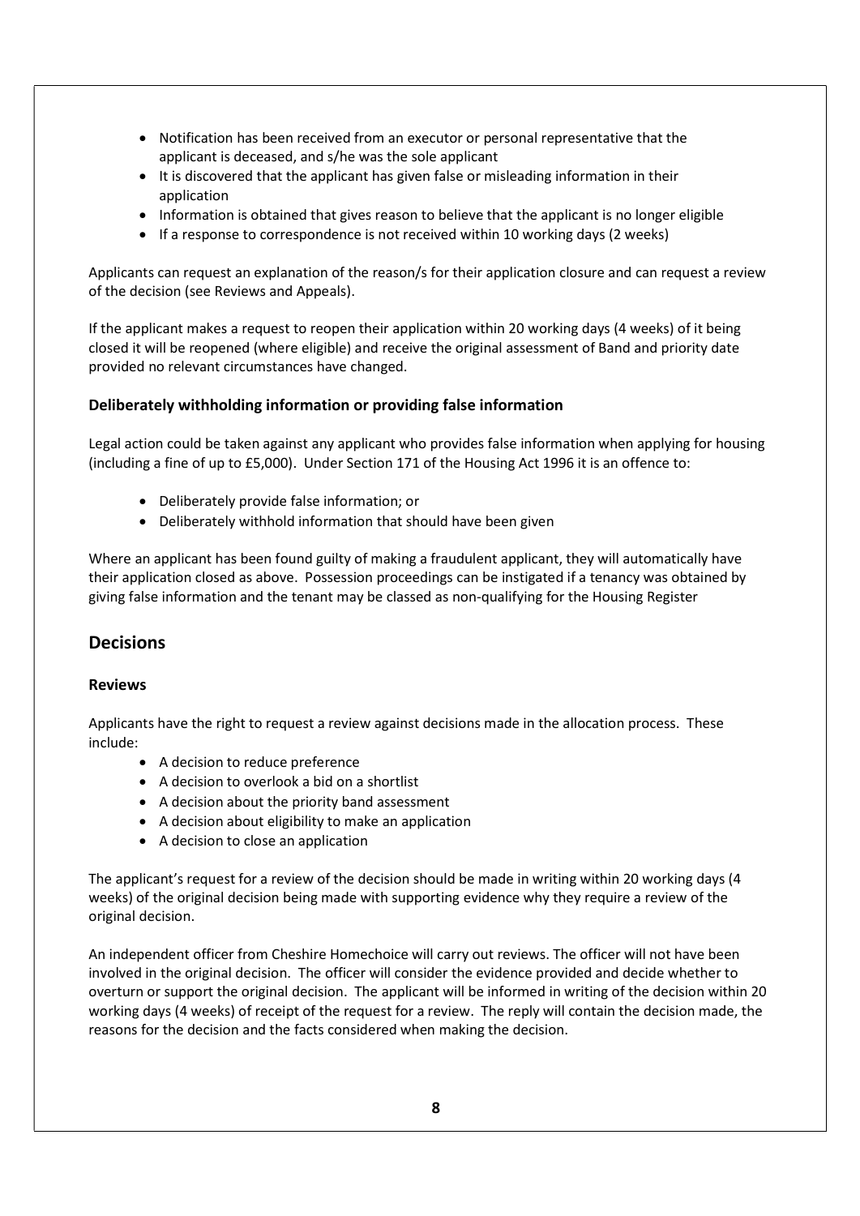- Notification has been received from an executor or personal representative that the applicant is deceased, and s/he was the sole applicant
- It is discovered that the applicant has given false or misleading information in their application
- Information is obtained that gives reason to believe that the applicant is no longer eligible
- If a response to correspondence is not received within 10 working days (2 weeks)

Applicants can request an explanation of the reason/s for their application closure and can request a review of the decision (see Reviews and Appeals).

If the applicant makes a request to reopen their application within 20 working days (4 weeks) of it being closed it will be reopened (where eligible) and receive the original assessment of Band and priority date provided no relevant circumstances have changed.

### Deliberately withholding information or providing false information

Legal action could be taken against any applicant who provides false information when applying for housing (including a fine of up to £5,000). Under Section 171 of the Housing Act 1996 it is an offence to:

- Deliberately provide false information; or
- Deliberately withhold information that should have been given

Where an applicant has been found guilty of making a fraudulent applicant, they will automatically have their application closed as above. Possession proceedings can be instigated if a tenancy was obtained by giving false information and the tenant may be classed as non-qualifying for the Housing Register

## Decisions

### Reviews

Applicants have the right to request a review against decisions made in the allocation process. These include:

- A decision to reduce preference
- A decision to overlook a bid on a shortlist
- A decision about the priority band assessment
- A decision about eligibility to make an application
- A decision to close an application

The applicant's request for a review of the decision should be made in writing within 20 working days (4 weeks) of the original decision being made with supporting evidence why they require a review of the original decision.

An independent officer from Cheshire Homechoice will carry out reviews. The officer will not have been involved in the original decision. The officer will consider the evidence provided and decide whether to overturn or support the original decision. The applicant will be informed in writing of the decision within 20 working days (4 weeks) of receipt of the request for a review. The reply will contain the decision made, the reasons for the decision and the facts considered when making the decision.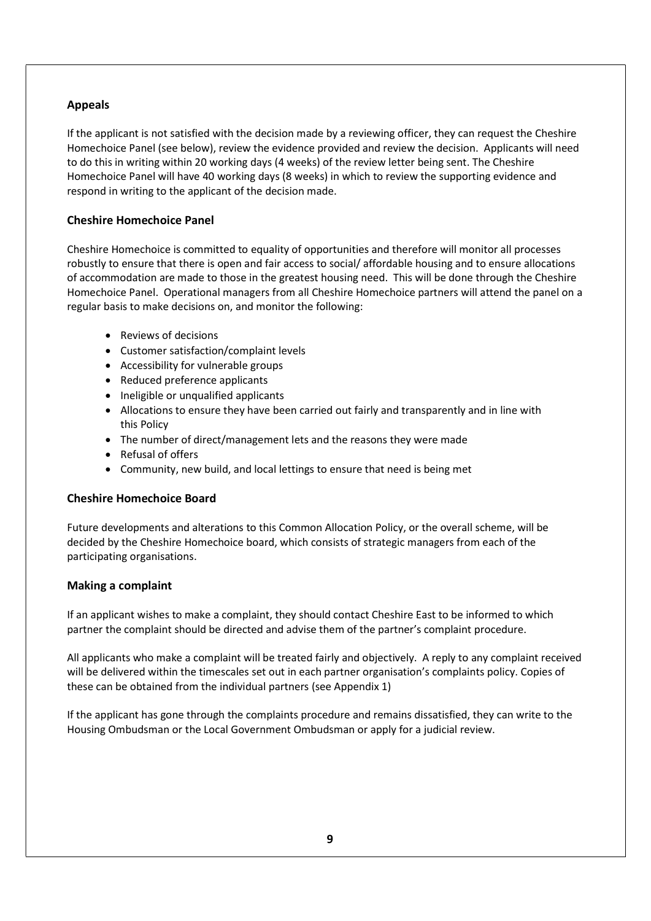### Appeals

If the applicant is not satisfied with the decision made by a reviewing officer, they can request the Cheshire Homechoice Panel (see below), review the evidence provided and review the decision. Applicants will need to do this in writing within 20 working days (4 weeks) of the review letter being sent. The Cheshire Homechoice Panel will have 40 working days (8 weeks) in which to review the supporting evidence and respond in writing to the applicant of the decision made.

### Cheshire Homechoice Panel

Cheshire Homechoice is committed to equality of opportunities and therefore will monitor all processes robustly to ensure that there is open and fair access to social/ affordable housing and to ensure allocations of accommodation are made to those in the greatest housing need. This will be done through the Cheshire Homechoice Panel. Operational managers from all Cheshire Homechoice partners will attend the panel on a regular basis to make decisions on, and monitor the following:

- Reviews of decisions
- Customer satisfaction/complaint levels
- Accessibility for vulnerable groups
- Reduced preference applicants
- Ineligible or unqualified applicants
- Allocations to ensure they have been carried out fairly and transparently and in line with this Policy
- The number of direct/management lets and the reasons they were made
- Refusal of offers
- Community, new build, and local lettings to ensure that need is being met

### Cheshire Homechoice Board

Future developments and alterations to this Common Allocation Policy, or the overall scheme, will be decided by the Cheshire Homechoice board, which consists of strategic managers from each of the participating organisations.

### Making a complaint

If an applicant wishes to make a complaint, they should contact Cheshire East to be informed to which partner the complaint should be directed and advise them of the partner's complaint procedure.

All applicants who make a complaint will be treated fairly and objectively. A reply to any complaint received will be delivered within the timescales set out in each partner organisation's complaints policy. Copies of these can be obtained from the individual partners (see Appendix 1)

If the applicant has gone through the complaints procedure and remains dissatisfied, they can write to the Housing Ombudsman or the Local Government Ombudsman or apply for a judicial review.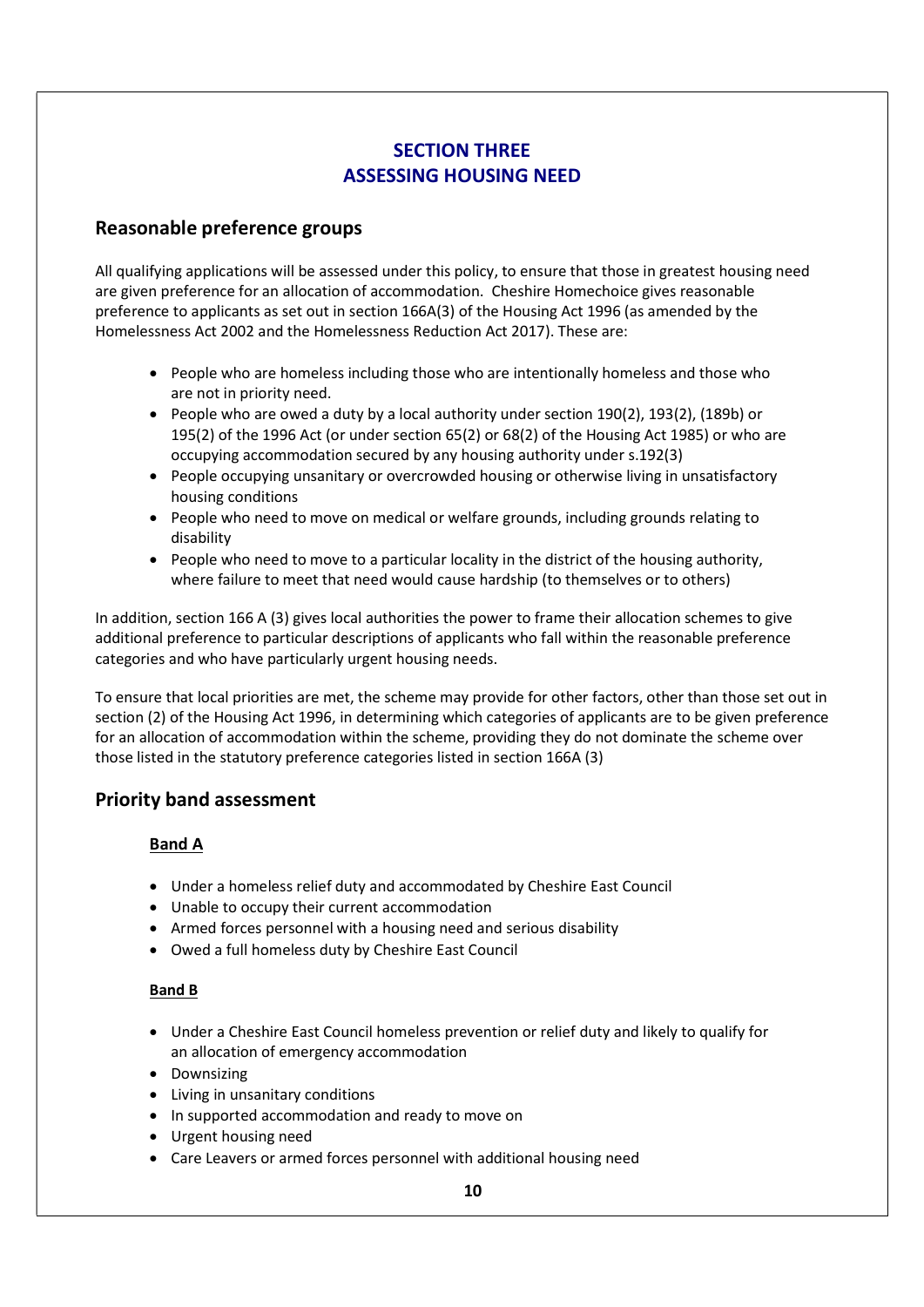## SECTION THREE
## ASSESSING HOUSING NEED

### Reasonable preference groups

All qualifying applications will be assessed under this policy, to ensure that those in greatest housing need are given preference for an allocation of accommodation. Cheshire Homechoice gives reasonable preference to applicants as set out in section 166A(3) of the Housing Act 1996 (as amended by the Homelessness Act 2002 and the Homelessness Reduction Act 2017). These are:

- People who are homeless including those who are intentionally homeless and those who are not in priority need.
- People who are owed a duty by a local authority under section 190(2), 193(2), (189b) or 195(2) of the 1996 Act (or under section 65(2) or 68(2) of the Housing Act 1985) or who are occupying accommodation secured by any housing authority under s.192(3)
- People occupying unsanitary or overcrowded housing or otherwise living in unsatisfactory housing conditions
- People who need to move on medical or welfare grounds, including grounds relating to disability
- People who need to move to a particular locality in the district of the housing authority, where failure to meet that need would cause hardship (to themselves or to others)

In addition, section 166 A (3) gives local authorities the power to frame their allocation schemes to give additional preference to particular descriptions of applicants who fall within the reasonable preference categories and who have particularly urgent housing needs.

To ensure that local priorities are met, the scheme may provide for other factors, other than those set out in section (2) of the Housing Act 1996, in determining which categories of applicants are to be given preference for an allocation of accommodation within the scheme, providing they do not dominate the scheme over those listed in the statutory preference categories listed in section 166A (3)

### Priority band assessment

**Band A**

- Under a homeless relief duty and accommodated by Cheshire East Council
- Unable to occupy their current accommodation
- Armed forces personnel with a housing need and serious disability
- Owed a full homeless duty by Cheshire East Council

**Band B**

- Under a Cheshire East Council homeless prevention or relief duty and likely to qualify for an allocation of emergency accommodation
- Downsizing
- Living in unsanitary conditions
- In supported accommodation and ready to move on
- Urgent housing need
- Care Leavers or armed forces personnel with additional housing need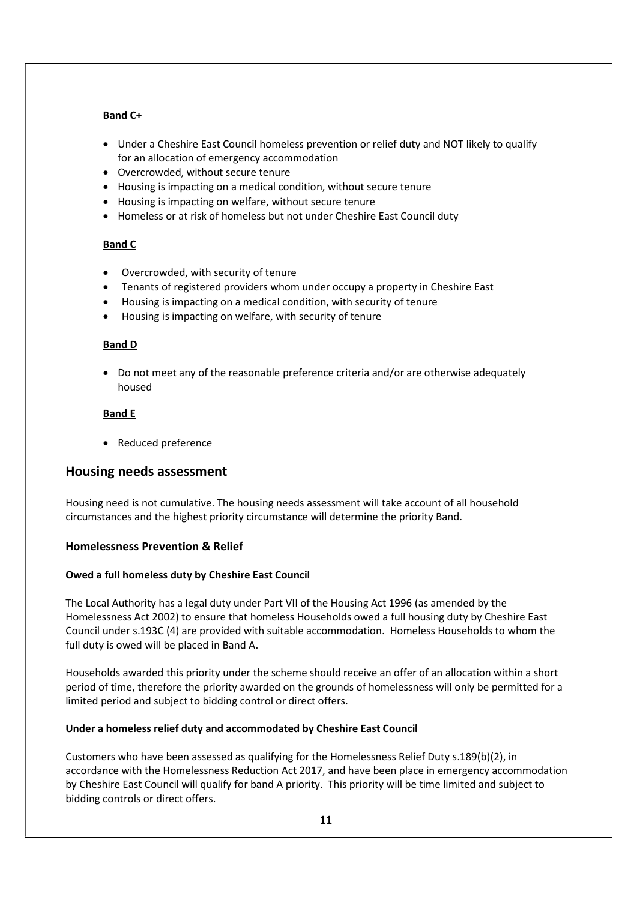**Band C+**

- Under a Cheshire East Council homeless prevention or relief duty and NOT likely to qualify for an allocation of emergency accommodation
- Overcrowded, without secure tenure
- Housing is impacting on a medical condition, without secure tenure
- Housing is impacting on welfare, without secure tenure
- Homeless or at risk of homeless but not under Cheshire East Council duty

**Band C**

- Overcrowded, with security of tenure
- Tenants of registered providers whom under occupy a property in Cheshire East
- Housing is impacting on a medical condition, with security of tenure
- Housing is impacting on welfare, with security of tenure

**Band D**

- Do not meet any of the reasonable preference criteria and/or are otherwise adequately housed

**Band E**

- Reduced preference

## Housing needs assessment

Housing need is not cumulative. The housing needs assessment will take account of all household circumstances and the highest priority circumstance will determine the priority Band.

### Homelessness Prevention & Relief

**Owed a full homeless duty by Cheshire East Council**

The Local Authority has a legal duty under Part VII of the Housing Act 1996 (as amended by the Homelessness Act 2002) to ensure that homeless Households owed a full housing duty by Cheshire East Council under s.193C (4) are provided with suitable accommodation. Homeless Households to whom the full duty is owed will be placed in Band A.

Households awarded this priority under the scheme should receive an offer of an allocation within a short period of time, therefore the priority awarded on the grounds of homelessness will only be permitted for a limited period and subject to bidding control or direct offers.

**Under a homeless relief duty and accommodated by Cheshire East Council**

Customers who have been assessed as qualifying for the Homelessness Relief Duty s.189(b)(2), in accordance with the Homelessness Reduction Act 2017, and have been place in emergency accommodation by Cheshire East Council will qualify for band A priority. This priority will be time limited and subject to bidding controls or direct offers.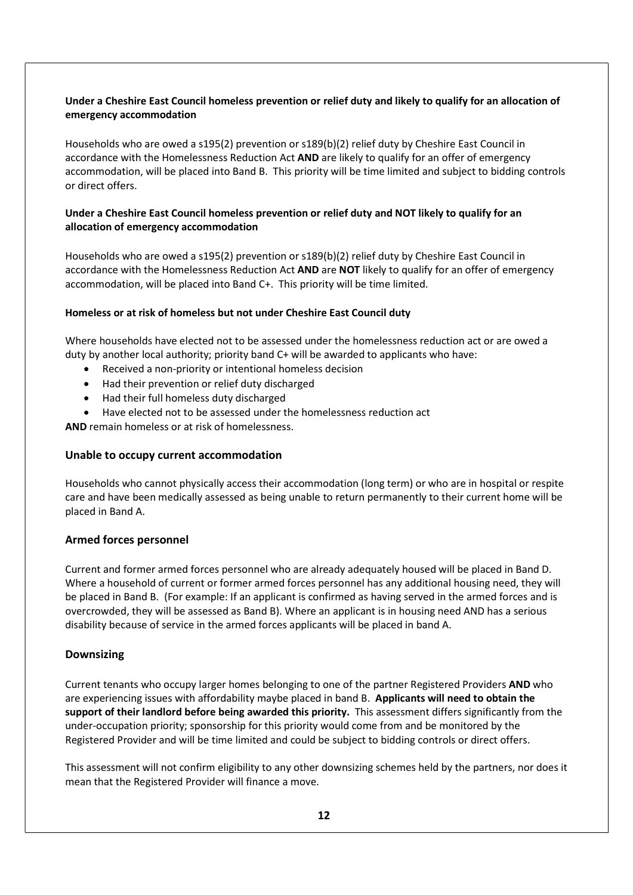**Under a Cheshire East Council homeless prevention or relief duty and likely to qualify for an allocation of emergency accommodation**

Households who are owed a s195(2) prevention or s189(b)(2) relief duty by Cheshire East Council in accordance with the Homelessness Reduction Act **AND** are likely to qualify for an offer of emergency accommodation, will be placed into Band B. This priority will be time limited and subject to bidding controls or direct offers.

**Under a Cheshire East Council homeless prevention or relief duty and NOT likely to qualify for an allocation of emergency accommodation**

Households who are owed a s195(2) prevention or s189(b)(2) relief duty by Cheshire East Council in accordance with the Homelessness Reduction Act **AND** are **NOT** likely to qualify for an offer of emergency accommodation, will be placed into Band C+. This priority will be time limited.

**Homeless or at risk of homeless but not under Cheshire East Council duty**

Where households have elected not to be assessed under the homelessness reduction act or are owed a duty by another local authority; priority band C+ will be awarded to applicants who have:

- Received a non-priority or intentional homeless decision
- Had their prevention or relief duty discharged
- Had their full homeless duty discharged
- Have elected not to be assessed under the homelessness reduction act

**AND** remain homeless or at risk of homelessness.

## Unable to occupy current accommodation

Households who cannot physically access their accommodation (long term) or who are in hospital or respite care and have been medically assessed as being unable to return permanently to their current home will be placed in Band A.

## Armed forces personnel

Current and former armed forces personnel who are already adequately housed will be placed in Band D. Where a household of current or former armed forces personnel has any additional housing need, they will be placed in Band B. (For example: If an applicant is confirmed as having served in the armed forces and is overcrowded, they will be assessed as Band B). Where an applicant is in housing need AND has a serious disability because of service in the armed forces applicants will be placed in band A.

## Downsizing

Current tenants who occupy larger homes belonging to one of the partner Registered Providers **AND** who are experiencing issues with affordability maybe placed in band B. **Applicants will need to obtain the support of their landlord before being awarded this priority.** This assessment differs significantly from the under-occupation priority; sponsorship for this priority would come from and be monitored by the Registered Provider and will be time limited and could be subject to bidding controls or direct offers.

This assessment will not confirm eligibility to any other downsizing schemes held by the partners, nor does it mean that the Registered Provider will finance a move.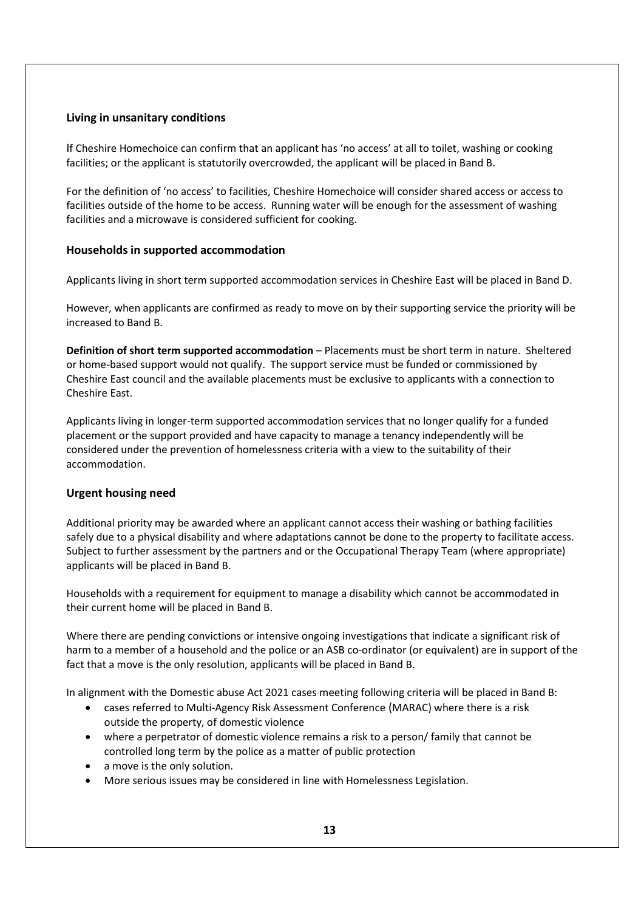### Living in unsanitary conditions

If Cheshire Homechoice can confirm that an applicant has 'no access' at all to toilet, washing or cooking facilities; or the applicant is statutorily overcrowded, the applicant will be placed in Band B.

For the definition of 'no access' to facilities, Cheshire Homechoice will consider shared access or access to facilities outside of the home to be access. Running water will be enough for the assessment of washing facilities and a microwave is considered sufficient for cooking.

### Households in supported accommodation

Applicants living in short term supported accommodation services in Cheshire East will be placed in Band D.

However, when applicants are confirmed as ready to move on by their supporting service the priority will be increased to Band B.

**Definition of short term supported accommodation** – Placements must be short term in nature. Sheltered or home-based support would not qualify. The support service must be funded or commissioned by Cheshire East council and the available placements must be exclusive to applicants with a connection to Cheshire East.

Applicants living in longer-term supported accommodation services that no longer qualify for a funded placement or the support provided and have capacity to manage a tenancy independently will be considered under the prevention of homelessness criteria with a view to the suitability of their accommodation.

### Urgent housing need

Additional priority may be awarded where an applicant cannot access their washing or bathing facilities safely due to a physical disability and where adaptations cannot be done to the property to facilitate access. Subject to further assessment by the partners and or the Occupational Therapy Team (where appropriate) applicants will be placed in Band B.

Households with a requirement for equipment to manage a disability which cannot be accommodated in their current home will be placed in Band B.

Where there are pending convictions or intensive ongoing investigations that indicate a significant risk of harm to a member of a household and the police or an ASB co-ordinator (or equivalent) are in support of the fact that a move is the only resolution, applicants will be placed in Band B.

In alignment with the Domestic abuse Act 2021 cases meeting following criteria will be placed in Band B:

- cases referred to Multi-Agency Risk Assessment Conference (MARAC) where there is a risk outside the property, of domestic violence
- where a perpetrator of domestic violence remains a risk to a person/ family that cannot be controlled long term by the police as a matter of public protection
- a move is the only solution.
- More serious issues may be considered in line with Homelessness Legislation.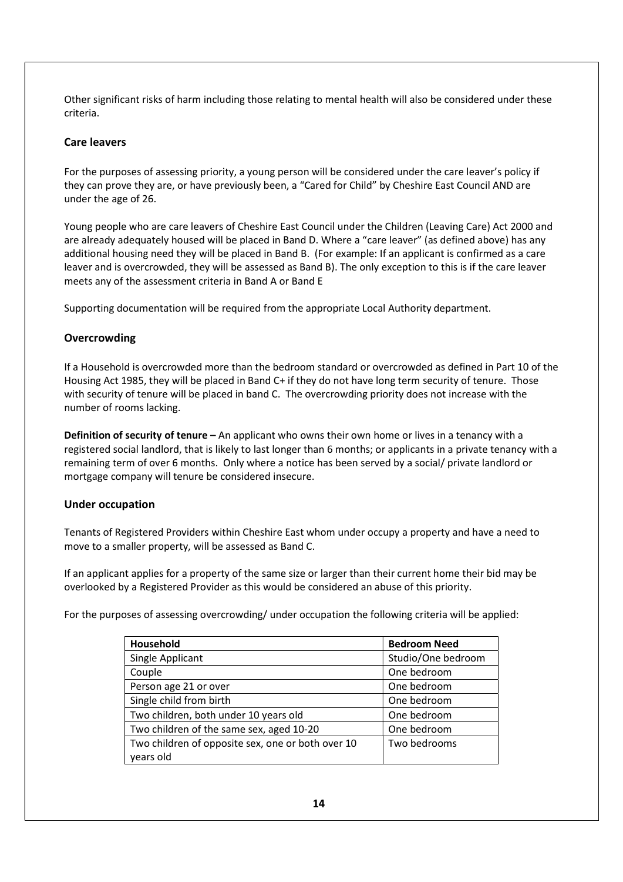Other significant risks of harm including those relating to mental health will also be considered under these criteria.

### Care leavers

For the purposes of assessing priority, a young person will be considered under the care leaver's policy if they can prove they are, or have previously been, a "Cared for Child" by Cheshire East Council AND are under the age of 26.

Young people who are care leavers of Cheshire East Council under the Children (Leaving Care) Act 2000 and are already adequately housed will be placed in Band D. Where a "care leaver" (as defined above) has any additional housing need they will be placed in Band B. (For example: If an applicant is confirmed as a care leaver and is overcrowded, they will be assessed as Band B). The only exception to this is if the care leaver meets any of the assessment criteria in Band A or Band E

Supporting documentation will be required from the appropriate Local Authority department.

### Overcrowding

If a Household is overcrowded more than the bedroom standard or overcrowded as defined in Part 10 of the Housing Act 1985, they will be placed in Band C+ if they do not have long term security of tenure. Those with security of tenure will be placed in band C. The overcrowding priority does not increase with the number of rooms lacking.

**Definition of security of tenure –** An applicant who owns their own home or lives in a tenancy with a registered social landlord, that is likely to last longer than 6 months; or applicants in a private tenancy with a remaining term of over 6 months. Only where a notice has been served by a social/ private landlord or mortgage company will tenure be considered insecure.

### Under occupation

Tenants of Registered Providers within Cheshire East whom under occupy a property and have a need to move to a smaller property, will be assessed as Band C.

If an applicant applies for a property of the same size or larger than their current home their bid may be overlooked by a Registered Provider as this would be considered an abuse of this priority.

For the purposes of assessing overcrowding/ under occupation the following criteria will be applied:

| Household | Bedroom Need |
|---|---|
| Single Applicant | Studio/One bedroom |
| Couple | One bedroom |
| Person age 21 or over | One bedroom |
| Single child from birth | One bedroom |
| Two children, both under 10 years old | One bedroom |
| Two children of the same sex, aged 10-20 | One bedroom |
| Two children of opposite sex, one or both over 10 years old | Two bedrooms |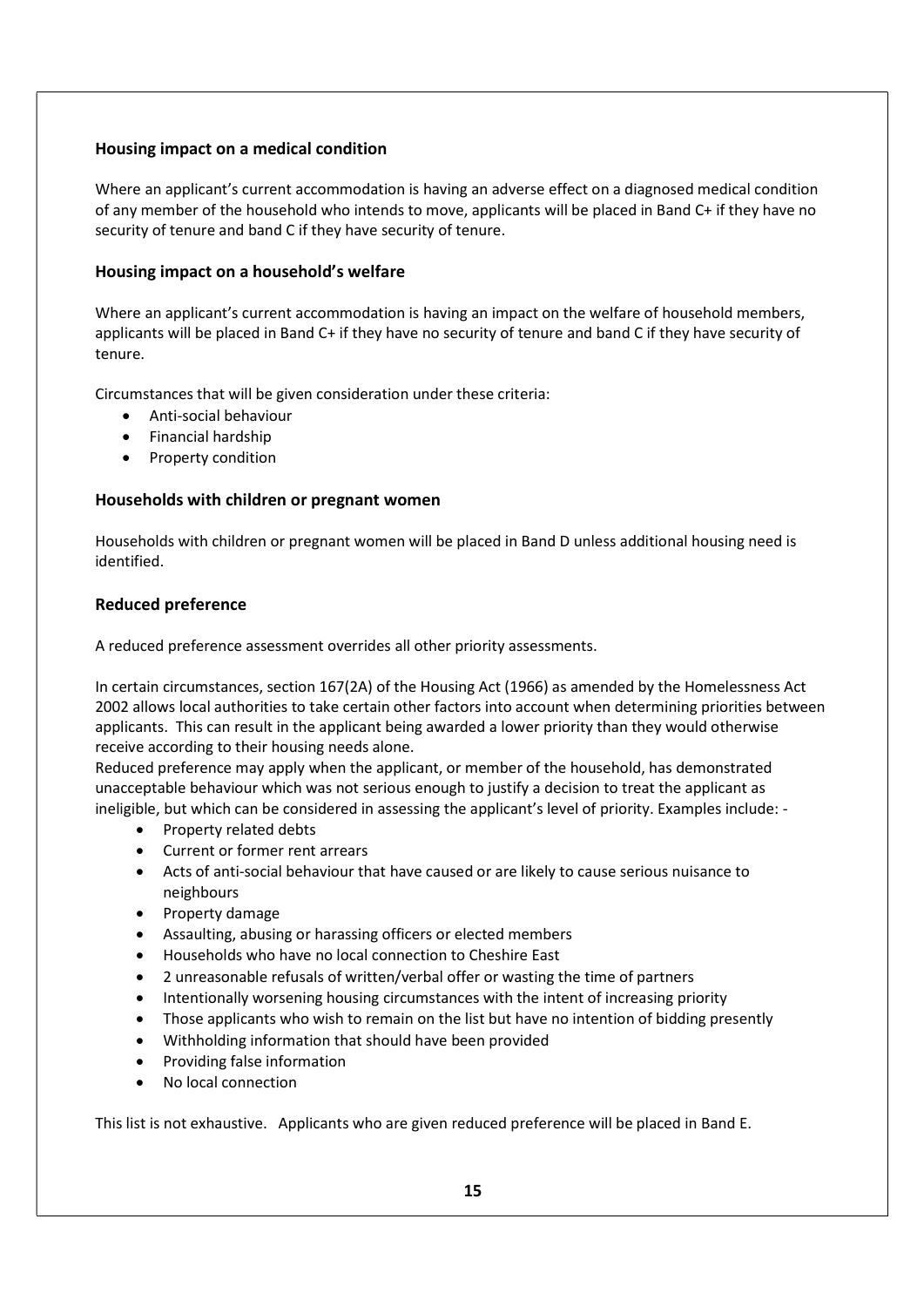### Housing impact on a medical condition

Where an applicant's current accommodation is having an adverse effect on a diagnosed medical condition of any member of the household who intends to move, applicants will be placed in Band C+ if they have no security of tenure and band C if they have security of tenure.

### Housing impact on a household's welfare

Where an applicant's current accommodation is having an impact on the welfare of household members, applicants will be placed in Band C+ if they have no security of tenure and band C if they have security of tenure.

Circumstances that will be given consideration under these criteria:

- Anti-social behaviour
- Financial hardship
- Property condition

### Households with children or pregnant women

Households with children or pregnant women will be placed in Band D unless additional housing need is identified.

### Reduced preference

A reduced preference assessment overrides all other priority assessments.

In certain circumstances, section 167(2A) of the Housing Act (1966) as amended by the Homelessness Act 2002 allows local authorities to take certain other factors into account when determining priorities between applicants. This can result in the applicant being awarded a lower priority than they would otherwise receive according to their housing needs alone.
Reduced preference may apply when the applicant, or member of the household, has demonstrated unacceptable behaviour which was not serious enough to justify a decision to treat the applicant as ineligible, but which can be considered in assessing the applicant's level of priority. Examples include: -

- Property related debts
- Current or former rent arrears
- Acts of anti-social behaviour that have caused or are likely to cause serious nuisance to neighbours
- Property damage
- Assaulting, abusing or harassing officers or elected members
- Households who have no local connection to Cheshire East
- 2 unreasonable refusals of written/verbal offer or wasting the time of partners
- Intentionally worsening housing circumstances with the intent of increasing priority
- Those applicants who wish to remain on the list but have no intention of bidding presently
- Withholding information that should have been provided
- Providing false information
- No local connection

This list is not exhaustive. Applicants who are given reduced preference will be placed in Band E.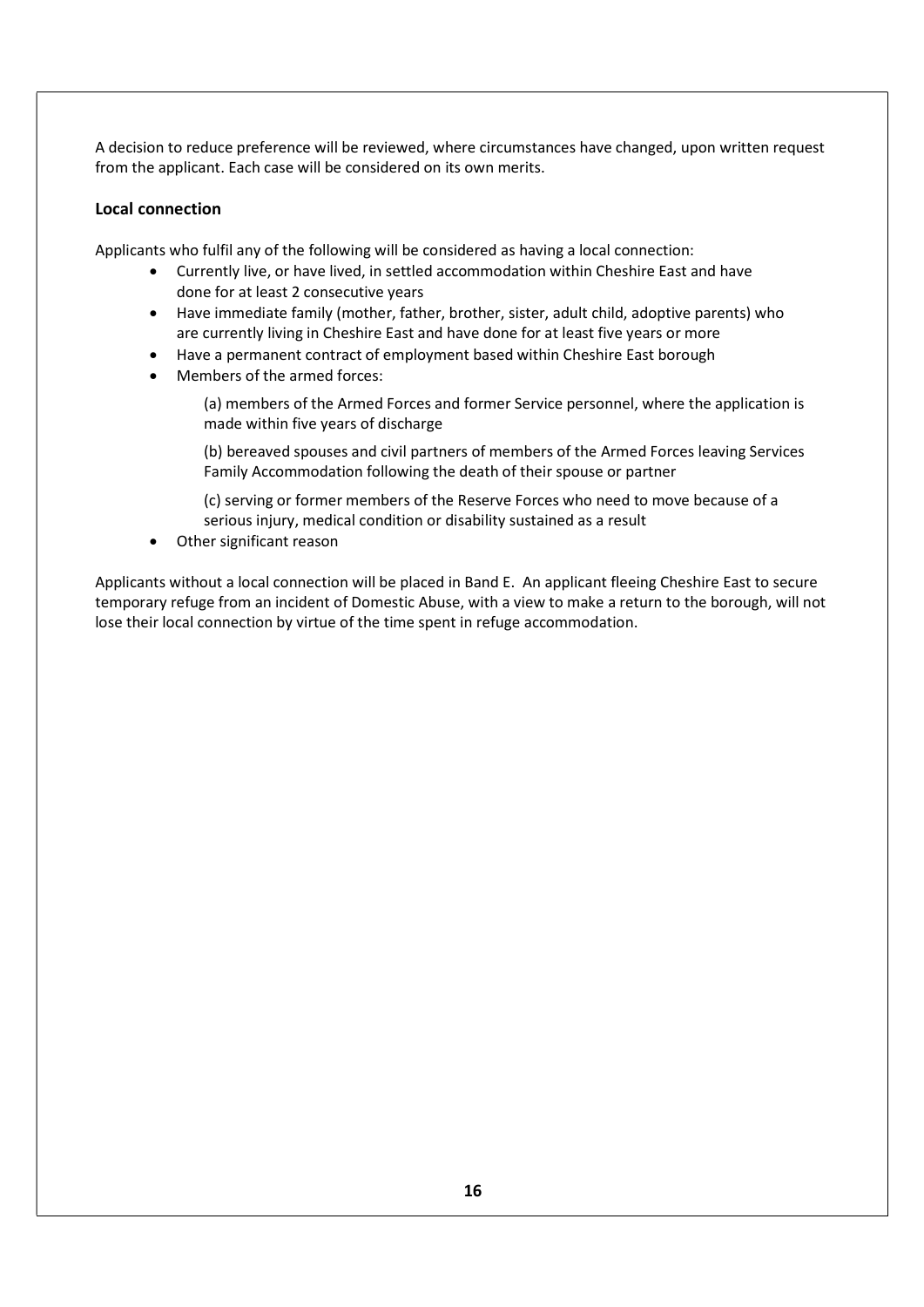A decision to reduce preference will be reviewed, where circumstances have changed, upon written request from the applicant. Each case will be considered on its own merits.

### Local connection

Applicants who fulfil any of the following will be considered as having a local connection:

- Currently live, or have lived, in settled accommodation within Cheshire East and have done for at least 2 consecutive years
- Have immediate family (mother, father, brother, sister, adult child, adoptive parents) who are currently living in Cheshire East and have done for at least five years or more
- Have a permanent contract of employment based within Cheshire East borough
- Members of the armed forces:

  (a) members of the Armed Forces and former Service personnel, where the application is made within five years of discharge

  (b) bereaved spouses and civil partners of members of the Armed Forces leaving Services Family Accommodation following the death of their spouse or partner

  (c) serving or former members of the Reserve Forces who need to move because of a serious injury, medical condition or disability sustained as a result
- Other significant reason

Applicants without a local connection will be placed in Band E. An applicant fleeing Cheshire East to secure temporary refuge from an incident of Domestic Abuse, with a view to make a return to the borough, will not lose their local connection by virtue of the time spent in refuge accommodation.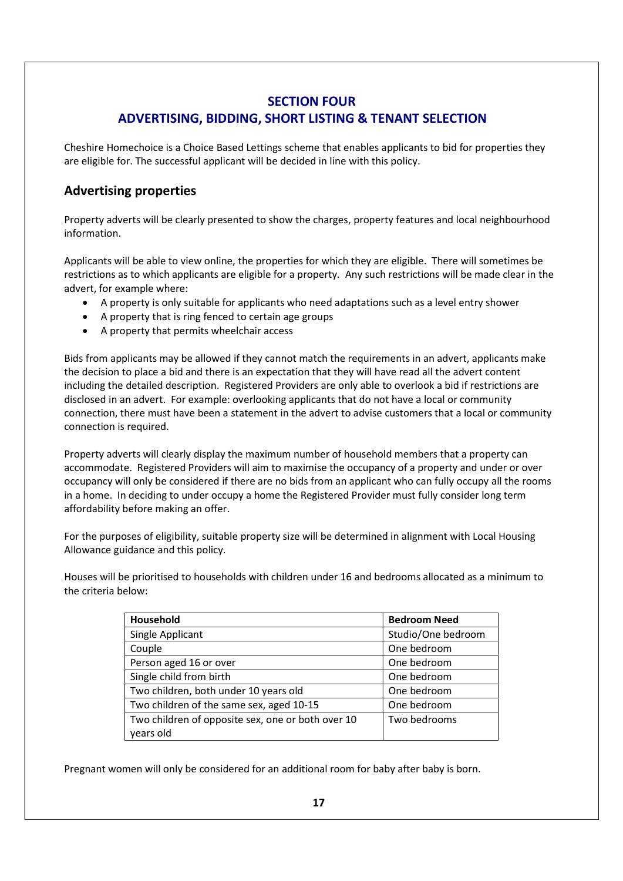## SECTION FOUR
## ADVERTISING, BIDDING, SHORT LISTING & TENANT SELECTION

Cheshire Homechoice is a Choice Based Lettings scheme that enables applicants to bid for properties they are eligible for. The successful applicant will be decided in line with this policy.

### Advertising properties

Property adverts will be clearly presented to show the charges, property features and local neighbourhood information.

Applicants will be able to view online, the properties for which they are eligible. There will sometimes be restrictions as to which applicants are eligible for a property. Any such restrictions will be made clear in the advert, for example where:

- A property is only suitable for applicants who need adaptations such as a level entry shower
- A property that is ring fenced to certain age groups
- A property that permits wheelchair access

Bids from applicants may be allowed if they cannot match the requirements in an advert, applicants make the decision to place a bid and there is an expectation that they will have read all the advert content including the detailed description. Registered Providers are only able to overlook a bid if restrictions are disclosed in an advert. For example: overlooking applicants that do not have a local or community connection, there must have been a statement in the advert to advise customers that a local or community connection is required.

Property adverts will clearly display the maximum number of household members that a property can accommodate. Registered Providers will aim to maximise the occupancy of a property and under or over occupancy will only be considered if there are no bids from an applicant who can fully occupy all the rooms in a home. In deciding to under occupy a home the Registered Provider must fully consider long term affordability before making an offer.

For the purposes of eligibility, suitable property size will be determined in alignment with Local Housing Allowance guidance and this policy.

Houses will be prioritised to households with children under 16 and bedrooms allocated as a minimum to the criteria below:

| Household | Bedroom Need |
|---|---|
| Single Applicant | Studio/One bedroom |
| Couple | One bedroom |
| Person aged 16 or over | One bedroom |
| Single child from birth | One bedroom |
| Two children, both under 10 years old | One bedroom |
| Two children of the same sex, aged 10-15 | One bedroom |
| Two children of opposite sex, one or both over 10 years old | Two bedrooms |

Pregnant women will only be considered for an additional room for baby after baby is born.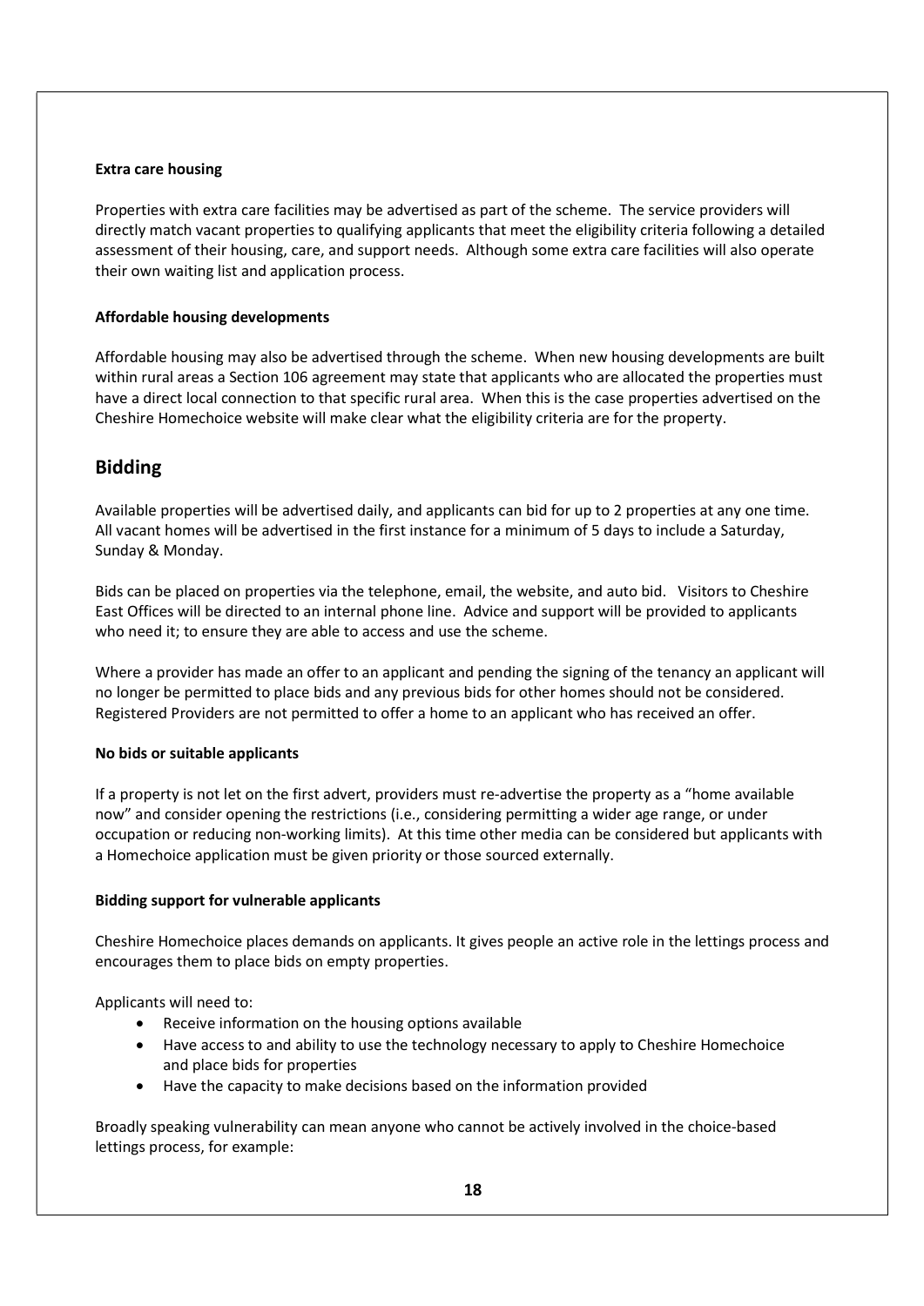**Extra care housing**

Properties with extra care facilities may be advertised as part of the scheme. The service providers will directly match vacant properties to qualifying applicants that meet the eligibility criteria following a detailed assessment of their housing, care, and support needs. Although some extra care facilities will also operate their own waiting list and application process.

**Affordable housing developments**

Affordable housing may also be advertised through the scheme. When new housing developments are built within rural areas a Section 106 agreement may state that applicants who are allocated the properties must have a direct local connection to that specific rural area. When this is the case properties advertised on the Cheshire Homechoice website will make clear what the eligibility criteria are for the property.

## Bidding

Available properties will be advertised daily, and applicants can bid for up to 2 properties at any one time. All vacant homes will be advertised in the first instance for a minimum of 5 days to include a Saturday, Sunday & Monday.

Bids can be placed on properties via the telephone, email, the website, and auto bid. Visitors to Cheshire East Offices will be directed to an internal phone line. Advice and support will be provided to applicants who need it; to ensure they are able to access and use the scheme.

Where a provider has made an offer to an applicant and pending the signing of the tenancy an applicant will no longer be permitted to place bids and any previous bids for other homes should not be considered. Registered Providers are not permitted to offer a home to an applicant who has received an offer.

**No bids or suitable applicants**

If a property is not let on the first advert, providers must re-advertise the property as a "home available now" and consider opening the restrictions (i.e., considering permitting a wider age range, or under occupation or reducing non-working limits). At this time other media can be considered but applicants with a Homechoice application must be given priority or those sourced externally.

**Bidding support for vulnerable applicants**

Cheshire Homechoice places demands on applicants. It gives people an active role in the lettings process and encourages them to place bids on empty properties.

Applicants will need to:

- Receive information on the housing options available
- Have access to and ability to use the technology necessary to apply to Cheshire Homechoice and place bids for properties
- Have the capacity to make decisions based on the information provided

Broadly speaking vulnerability can mean anyone who cannot be actively involved in the choice-based lettings process, for example: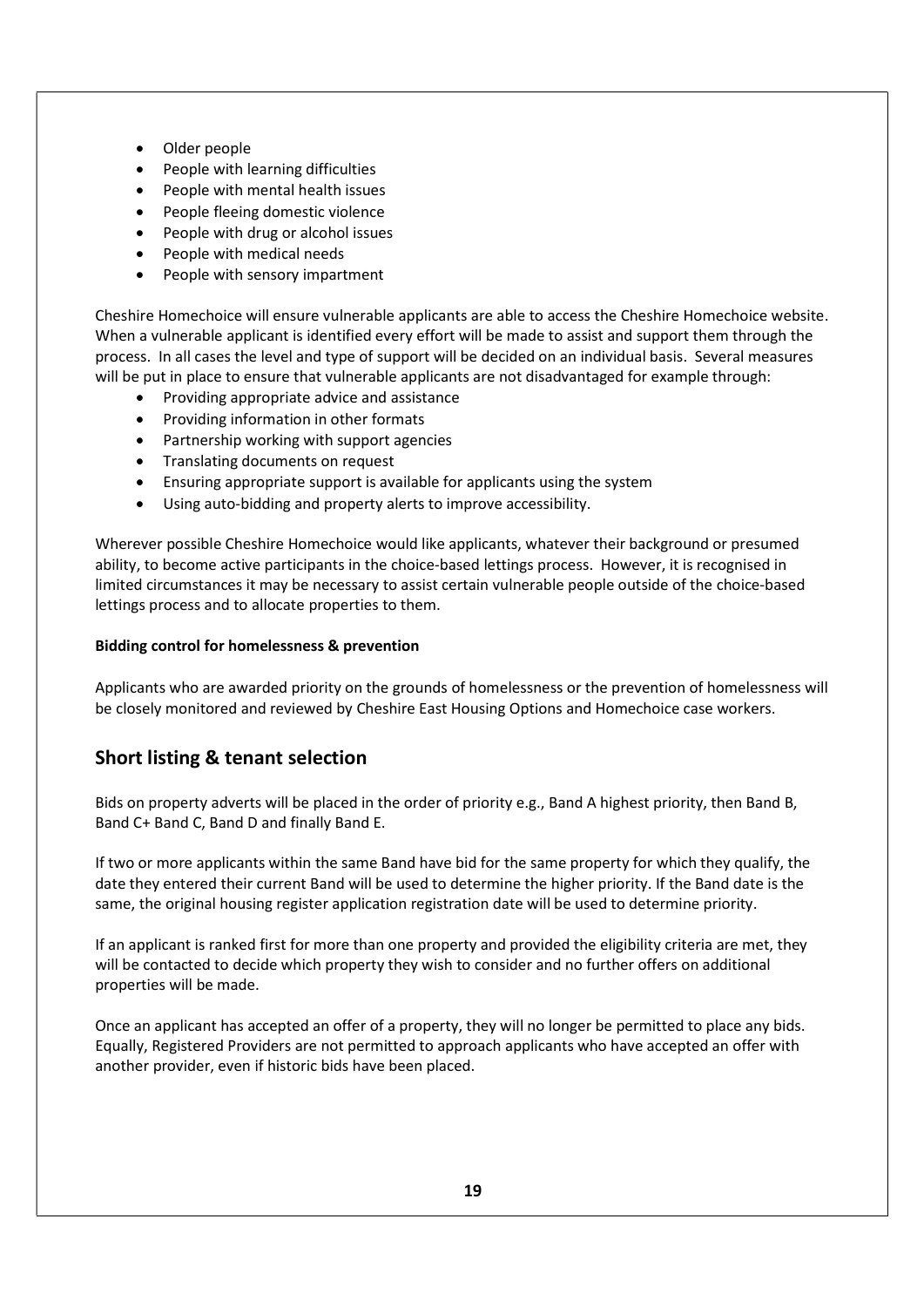- Older people
- People with learning difficulties
- People with mental health issues
- People fleeing domestic violence
- People with drug or alcohol issues
- People with medical needs
- People with sensory impartment

Cheshire Homechoice will ensure vulnerable applicants are able to access the Cheshire Homechoice website. When a vulnerable applicant is identified every effort will be made to assist and support them through the process. In all cases the level and type of support will be decided on an individual basis. Several measures will be put in place to ensure that vulnerable applicants are not disadvantaged for example through:

- Providing appropriate advice and assistance
- Providing information in other formats
- Partnership working with support agencies
- Translating documents on request
- Ensuring appropriate support is available for applicants using the system
- Using auto-bidding and property alerts to improve accessibility.

Wherever possible Cheshire Homechoice would like applicants, whatever their background or presumed ability, to become active participants in the choice-based lettings process. However, it is recognised in limited circumstances it may be necessary to assist certain vulnerable people outside of the choice-based lettings process and to allocate properties to them.

**Bidding control for homelessness & prevention**

Applicants who are awarded priority on the grounds of homelessness or the prevention of homelessness will be closely monitored and reviewed by Cheshire East Housing Options and Homechoice case workers.

## Short listing & tenant selection

Bids on property adverts will be placed in the order of priority e.g., Band A highest priority, then Band B, Band C+ Band C, Band D and finally Band E.

If two or more applicants within the same Band have bid for the same property for which they qualify, the date they entered their current Band will be used to determine the higher priority. If the Band date is the same, the original housing register application registration date will be used to determine priority.

If an applicant is ranked first for more than one property and provided the eligibility criteria are met, they will be contacted to decide which property they wish to consider and no further offers on additional properties will be made.

Once an applicant has accepted an offer of a property, they will no longer be permitted to place any bids. Equally, Registered Providers are not permitted to approach applicants who have accepted an offer with another provider, even if historic bids have been placed.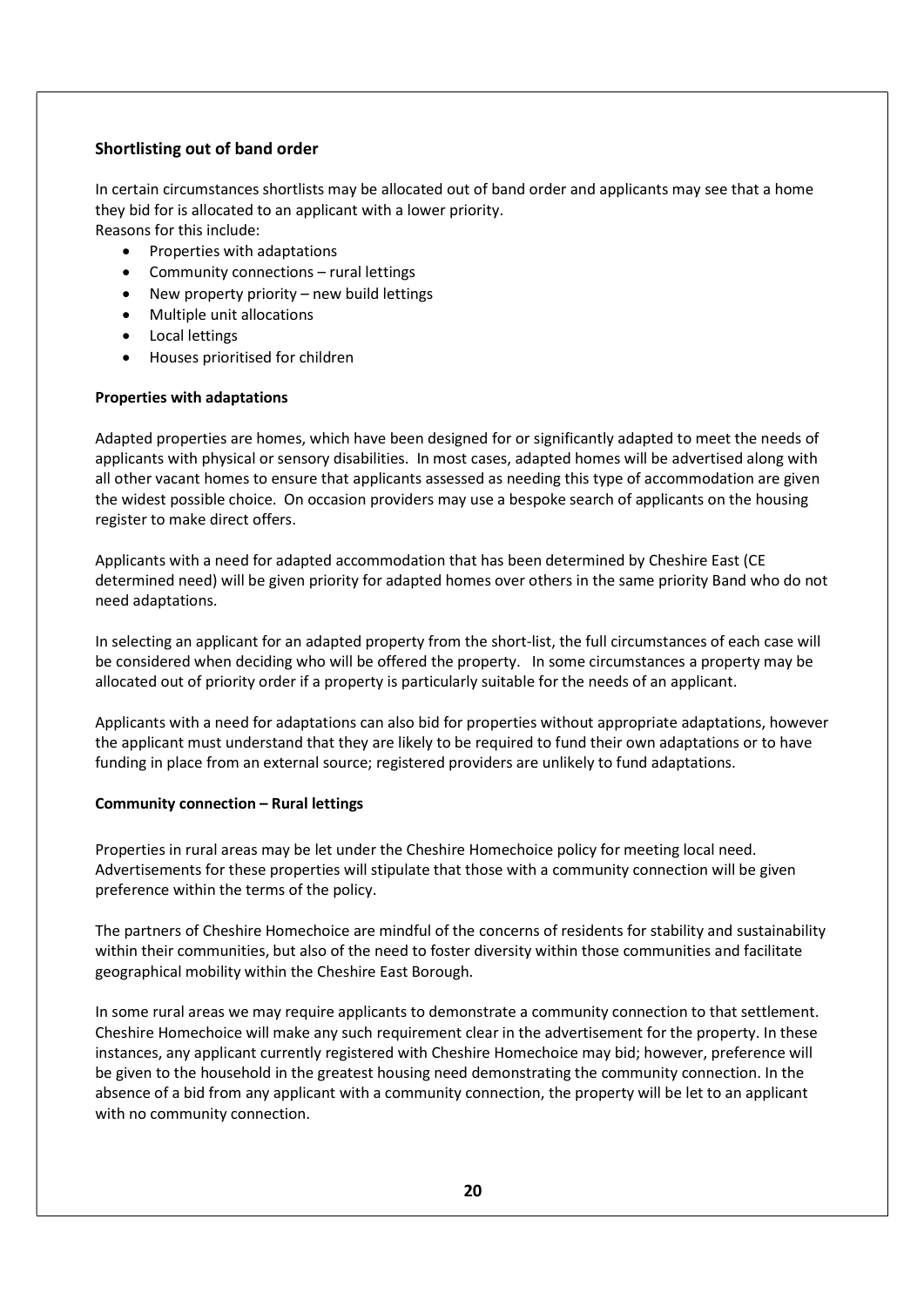## Shortlisting out of band order

In certain circumstances shortlists may be allocated out of band order and applicants may see that a home they bid for is allocated to an applicant with a lower priority.
Reasons for this include:

- Properties with adaptations
- Community connections – rural lettings
- New property priority – new build lettings
- Multiple unit allocations
- Local lettings
- Houses prioritised for children

### Properties with adaptations

Adapted properties are homes, which have been designed for or significantly adapted to meet the needs of applicants with physical or sensory disabilities. In most cases, adapted homes will be advertised along with all other vacant homes to ensure that applicants assessed as needing this type of accommodation are given the widest possible choice. On occasion providers may use a bespoke search of applicants on the housing register to make direct offers.

Applicants with a need for adapted accommodation that has been determined by Cheshire East (CE determined need) will be given priority for adapted homes over others in the same priority Band who do not need adaptations.

In selecting an applicant for an adapted property from the short-list, the full circumstances of each case will be considered when deciding who will be offered the property. In some circumstances a property may be allocated out of priority order if a property is particularly suitable for the needs of an applicant.

Applicants with a need for adaptations can also bid for properties without appropriate adaptations, however the applicant must understand that they are likely to be required to fund their own adaptations or to have funding in place from an external source; registered providers are unlikely to fund adaptations.

### Community connection – Rural lettings

Properties in rural areas may be let under the Cheshire Homechoice policy for meeting local need. Advertisements for these properties will stipulate that those with a community connection will be given preference within the terms of the policy.

The partners of Cheshire Homechoice are mindful of the concerns of residents for stability and sustainability within their communities, but also of the need to foster diversity within those communities and facilitate geographical mobility within the Cheshire East Borough.

In some rural areas we may require applicants to demonstrate a community connection to that settlement. Cheshire Homechoice will make any such requirement clear in the advertisement for the property. In these instances, any applicant currently registered with Cheshire Homechoice may bid; however, preference will be given to the household in the greatest housing need demonstrating the community connection. In the absence of a bid from any applicant with a community connection, the property will be let to an applicant with no community connection.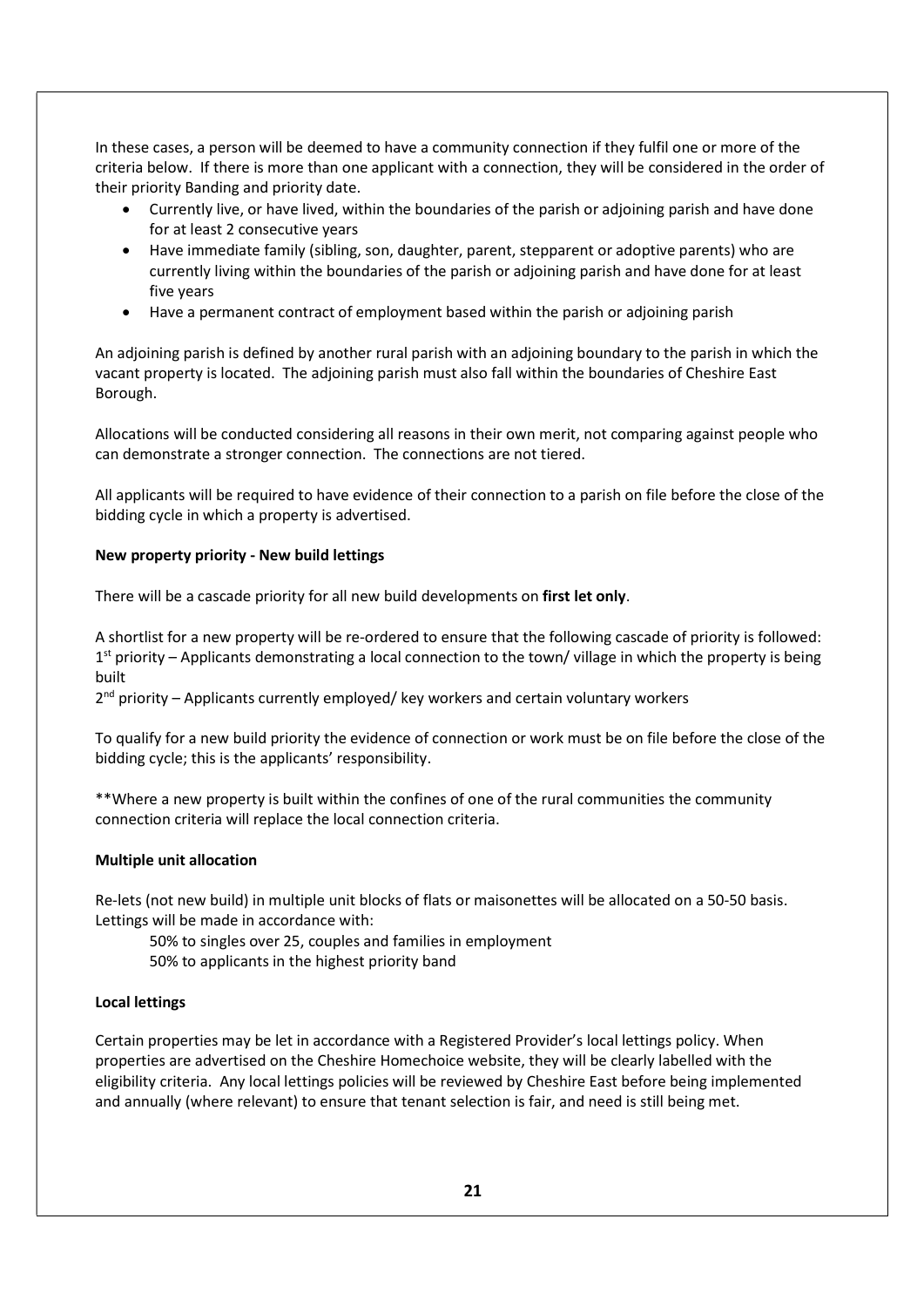In these cases, a person will be deemed to have a community connection if they fulfil one or more of the criteria below. If there is more than one applicant with a connection, they will be considered in the order of their priority Banding and priority date.

- Currently live, or have lived, within the boundaries of the parish or adjoining parish and have done for at least 2 consecutive years
- Have immediate family (sibling, son, daughter, parent, stepparent or adoptive parents) who are currently living within the boundaries of the parish or adjoining parish and have done for at least five years
- Have a permanent contract of employment based within the parish or adjoining parish

An adjoining parish is defined by another rural parish with an adjoining boundary to the parish in which the vacant property is located. The adjoining parish must also fall within the boundaries of Cheshire East Borough.

Allocations will be conducted considering all reasons in their own merit, not comparing against people who can demonstrate a stronger connection. The connections are not tiered.

All applicants will be required to have evidence of their connection to a parish on file before the close of the bidding cycle in which a property is advertised.

**New property priority - New build lettings**

There will be a cascade priority for all new build developments on **first let only**.

A shortlist for a new property will be re-ordered to ensure that the following cascade of priority is followed:
1st priority – Applicants demonstrating a local connection to the town/ village in which the property is being built
2nd priority – Applicants currently employed/ key workers and certain voluntary workers

To qualify for a new build priority the evidence of connection or work must be on file before the close of the bidding cycle; this is the applicants' responsibility.

**Where a new property is built within the confines of one of the rural communities the community connection criteria will replace the local connection criteria.

**Multiple unit allocation**

Re-lets (not new build) in multiple unit blocks of flats or maisonettes will be allocated on a 50-50 basis. Lettings will be made in accordance with:

50% to singles over 25, couples and families in employment
50% to applicants in the highest priority band

**Local lettings**

Certain properties may be let in accordance with a Registered Provider's local lettings policy. When properties are advertised on the Cheshire Homechoice website, they will be clearly labelled with the eligibility criteria. Any local lettings policies will be reviewed by Cheshire East before being implemented and annually (where relevant) to ensure that tenant selection is fair, and need is still being met.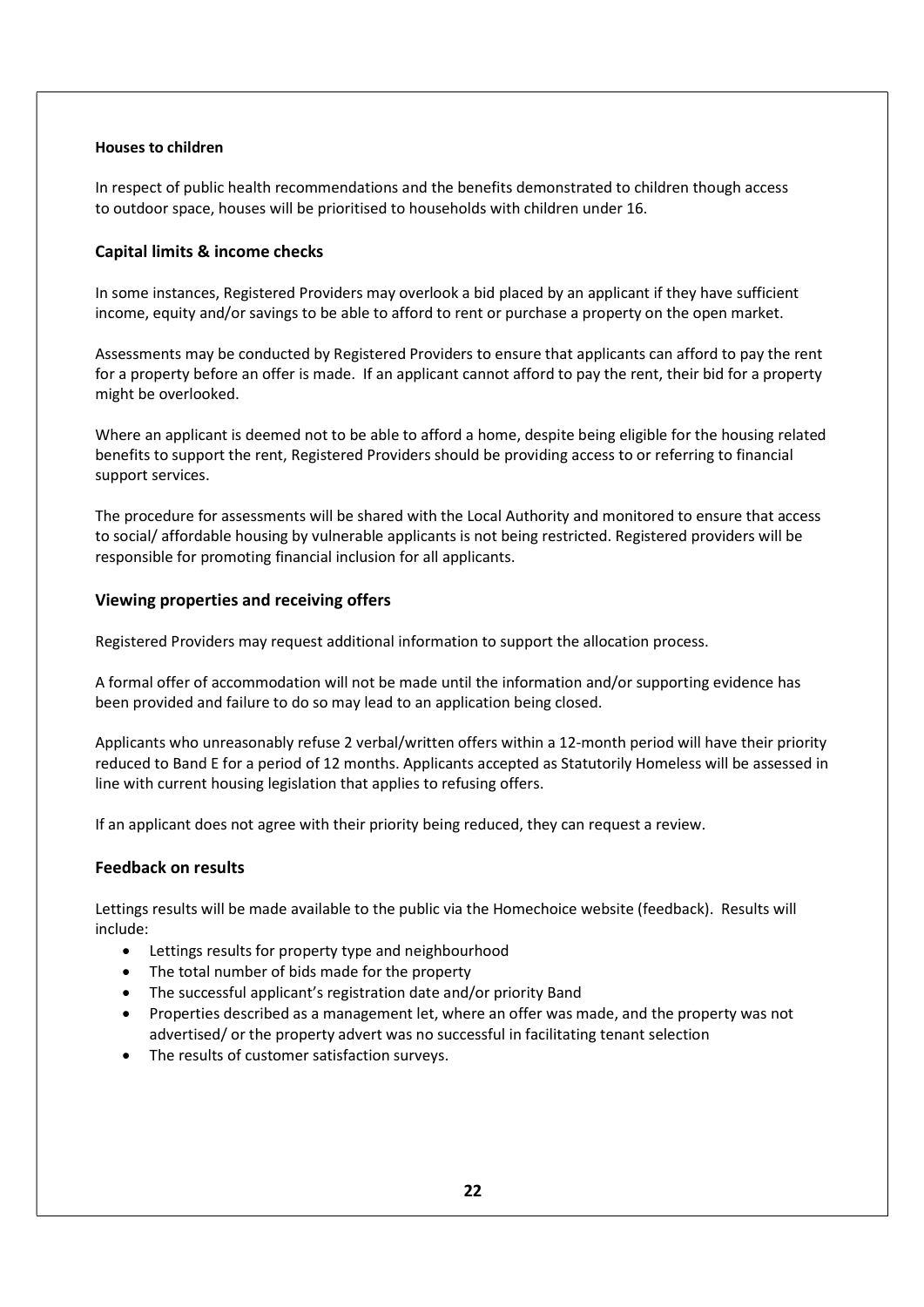**Houses to children**

In respect of public health recommendations and the benefits demonstrated to children though access to outdoor space, houses will be prioritised to households with children under 16.

## Capital limits & income checks

In some instances, Registered Providers may overlook a bid placed by an applicant if they have sufficient income, equity and/or savings to be able to afford to rent or purchase a property on the open market.

Assessments may be conducted by Registered Providers to ensure that applicants can afford to pay the rent for a property before an offer is made. If an applicant cannot afford to pay the rent, their bid for a property might be overlooked.

Where an applicant is deemed not to be able to afford a home, despite being eligible for the housing related benefits to support the rent, Registered Providers should be providing access to or referring to financial support services.

The procedure for assessments will be shared with the Local Authority and monitored to ensure that access to social/ affordable housing by vulnerable applicants is not being restricted. Registered providers will be responsible for promoting financial inclusion for all applicants.

## Viewing properties and receiving offers

Registered Providers may request additional information to support the allocation process.

A formal offer of accommodation will not be made until the information and/or supporting evidence has been provided and failure to do so may lead to an application being closed.

Applicants who unreasonably refuse 2 verbal/written offers within a 12-month period will have their priority reduced to Band E for a period of 12 months. Applicants accepted as Statutorily Homeless will be assessed in line with current housing legislation that applies to refusing offers.

If an applicant does not agree with their priority being reduced, they can request a review.

## Feedback on results

Lettings results will be made available to the public via the Homechoice website (feedback). Results will include:

- Lettings results for property type and neighbourhood
- The total number of bids made for the property
- The successful applicant's registration date and/or priority Band
- Properties described as a management let, where an offer was made, and the property was not advertised/ or the property advert was no successful in facilitating tenant selection
- The results of customer satisfaction surveys.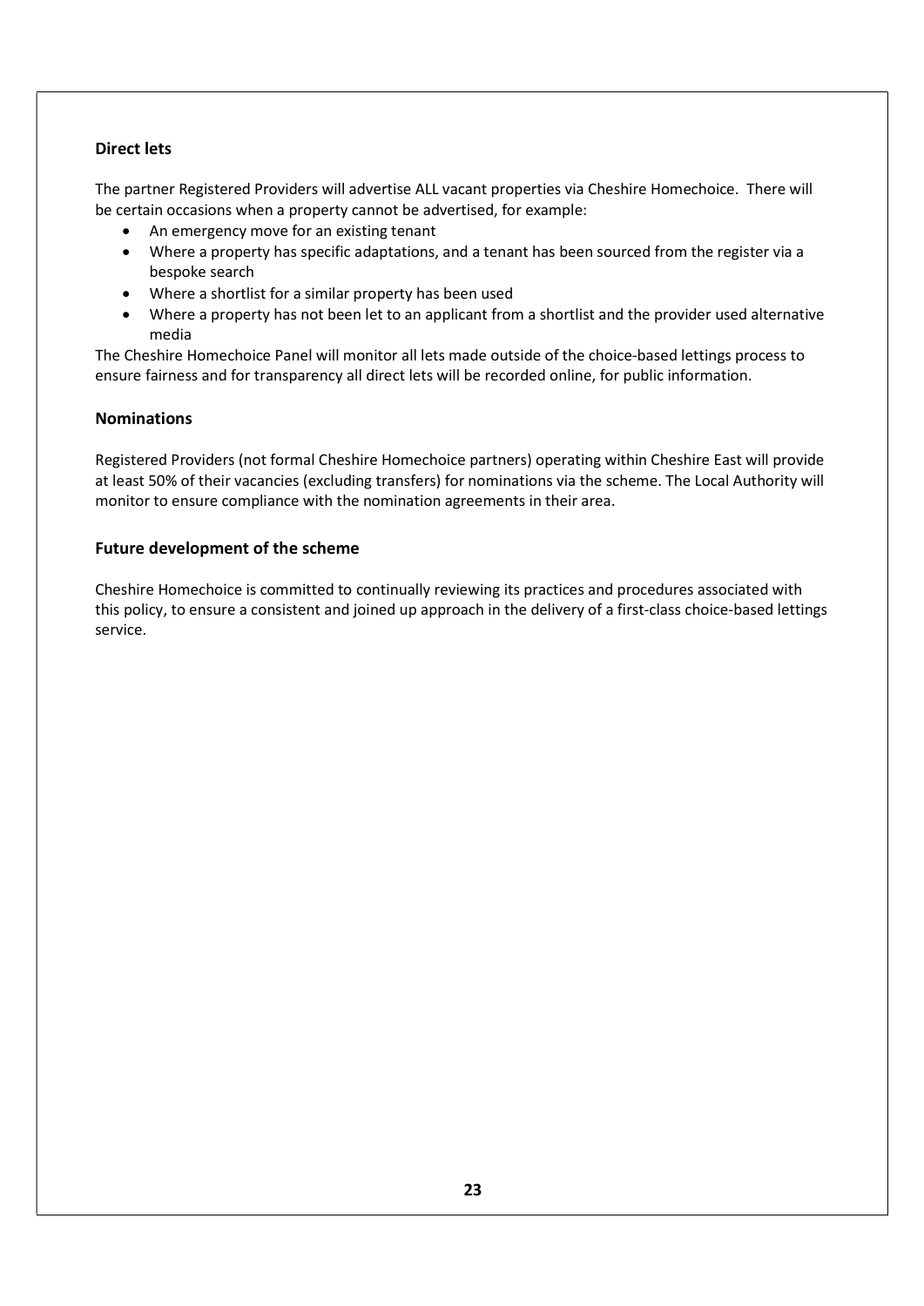## Direct lets

The partner Registered Providers will advertise ALL vacant properties via Cheshire Homechoice. There will be certain occasions when a property cannot be advertised, for example:

- An emergency move for an existing tenant
- Where a property has specific adaptations, and a tenant has been sourced from the register via a bespoke search
- Where a shortlist for a similar property has been used
- Where a property has not been let to an applicant from a shortlist and the provider used alternative media

The Cheshire Homechoice Panel will monitor all lets made outside of the choice-based lettings process to ensure fairness and for transparency all direct lets will be recorded online, for public information.

## Nominations

Registered Providers (not formal Cheshire Homechoice partners) operating within Cheshire East will provide at least 50% of their vacancies (excluding transfers) for nominations via the scheme. The Local Authority will monitor to ensure compliance with the nomination agreements in their area.

## Future development of the scheme

Cheshire Homechoice is committed to continually reviewing its practices and procedures associated with this policy, to ensure a consistent and joined up approach in the delivery of a first-class choice-based lettings service.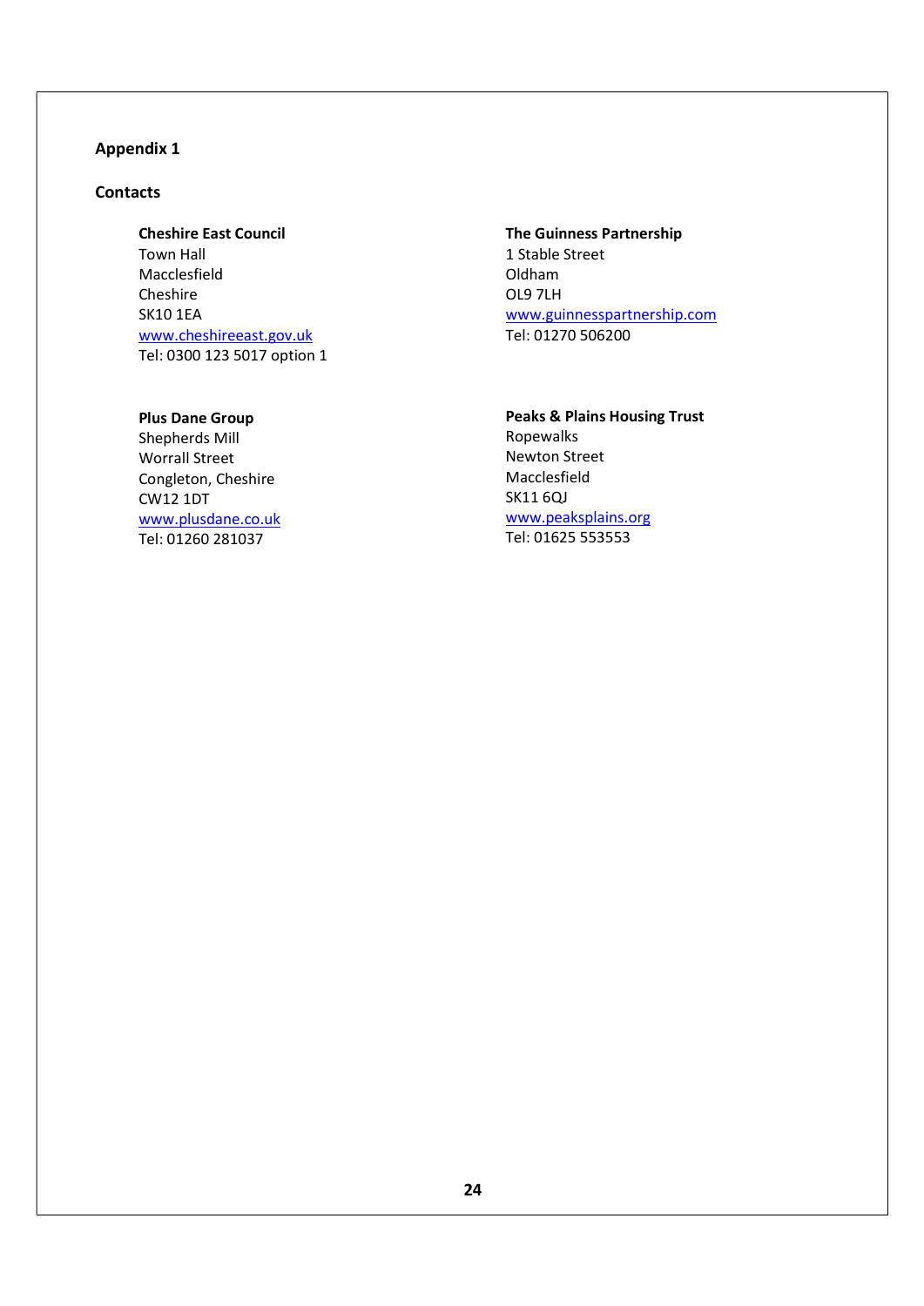**Appendix 1**

**Contacts**

**Cheshire East Council**
Town Hall
Macclesfield
Cheshire
SK10 1EA
www.cheshireeast.gov.uk
Tel: 0300 123 5017 option 1

**The Guinness Partnership**
1 Stable Street
Oldham
OL9 7LH
www.guinnesspartnership.com
Tel: 01270 506200

**Plus Dane Group**
Shepherds Mill
Worrall Street
Congleton, Cheshire
CW12 1DT
www.plusdane.co.uk
Tel: 01260 281037

**Peaks & Plains Housing Trust**
Ropewalks
Newton Street
Macclesfield
SK11 6QJ
www.peaksplains.org
Tel: 01625 553553